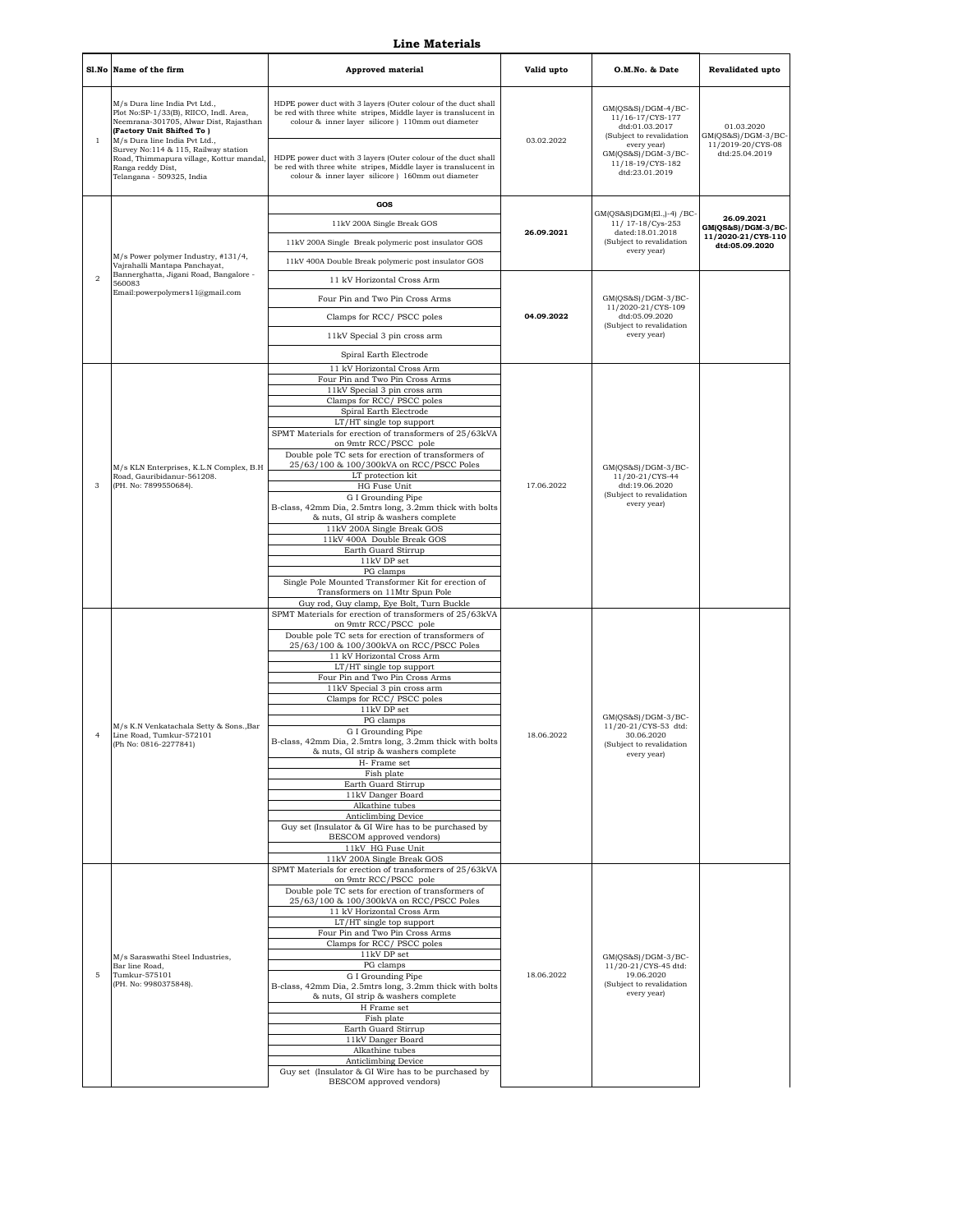# Line Materials

| Sl.No | Name of the firm | Approved material | Valid upto | O.M.No. & Date | Revalidated upto |
|---|---|---|---|---|---|
| 1 | M/s Dura line India Pvt Ltd., Plot No:SP-1/33(B), RIICO, Indl. Area, Neemrana-301705, Alwar Dist, Rajasthan **(Factory Unit Shifted To )** M/s Dura line India Pvt Ltd., Survey No:114 & 115, Railway station Road, Thimmapura village, Kottur mandal, Ranga reddy Dist, Telangana - 509325, India | HDPE power duct with 3 layers (Outer colour of the duct shall be red with three white stripes, Middle layer is translucent in colour & inner layer silicore ) 110mm out diameter | 03.02.2022 | GM(QS&S)/DGM-4/BC-11/16-17/CYS-177 dtd:01.03.2017 (Subject to revalidation every year) GM(QS&S)/DGM-3/BC-11/18-19/CYS-182 dtd:23.01.2019 | 01.03.2020 GM(QS&S)/DGM-3/BC-11/2019-20/CYS-08 dtd:25.04.2019 |
| | | HDPE power duct with 3 layers (Outer colour of the duct shall be red with three white stripes, Middle layer is translucent in colour & inner layer silicore ) 160mm out diameter | | | |
| 2 | M/s Power polymer Industry, #131/4, Vajrahalli Mantapa Panchayat, Bannerghatta, Jigani Road, Bangalore - 560083 Email:powerpolymers11@gmail.com | **GOS** | **26.09.2021** | GM(QS&S)DGM(El.,)-4) /BC-11/ 17-18/Cys-253 dated:18.01.2018 (Subject to revalidation every year) | **26.09.2021 GM(QS&S)/DGM-3/BC-11/2020-21/CYS-110 dtd:05.09.2020** |
| | | 11kV 200A Single Break GOS | | | |
| | | 11kV 200A Single Break polymeric post insulator GOS | | | |
| | | 11kV 400A Double Break polymeric post insulator GOS | | | |
| | | 11 kV Horizontal Cross Arm | **04.09.2022** | GM(QS&S)/DGM-3/BC-11/2020-21/CYS-109 dtd:05.09.2020 (Subject to revalidation every year) | |
| | | Four Pin and Two Pin Cross Arms | | | |
| | | Clamps for RCC/ PSCC poles | | | |
| | | 11kV Special 3 pin cross arm | | | |
| | | Spiral Earth Electrode | | | |
| 3 | M/s KLN Enterprises, K.L.N Complex, B.H Road, Gauribidanur-561208. (PH. No: 7899550684). | 11 kV Horizontal Cross Arm | 17.06.2022 | GM(QS&S)/DGM-3/BC-11/20-21/CYS-44 dtd:19.06.2020 (Subject to revalidation every year) | |
| | | Four Pin and Two Pin Cross Arms | | | |
| | | 11kV Special 3 pin cross arm | | | |
| | | Clamps for RCC/ PSCC poles | | | |
| | | Spiral Earth Electrode | | | |
| | | LT/HT single top support | | | |
| | | SPMT Materials for erection of transformers of 25/63kVA on 9mtr RCC/PSCC pole | | | |
| | | Double pole TC sets for erection of transformers of 25/63/100 & 100/300kVA on RCC/PSCC Poles | | | |
| | | LT protection kit | | | |
| | | HG Fuse Unit | | | |
| | | G I Grounding Pipe B-class, 42mm Dia, 2.5mtrs long, 3.2mm thick with bolts & nuts, GI strip & washers complete | | | |
| | | 11kV 200A Single Break GOS | | | |
| | | 11kV 400A Double Break GOS | | | |
| | | Earth Guard Stirrup | | | |
| | | 11kV DP set | | | |
| | | PG clamps | | | |
| | | Single Pole Mounted Transformer Kit for erection of Transformers on 11Mtr Spun Pole | | | |
| | | Guy rod, Guy clamp, Eye Bolt, Turn Buckle | | | |
| 4 | M/s K.N Venkatachala Setty & Sons.,Bar Line Road, Tumkur-572101 (Ph No: 0816-2277841) | SPMT Materials for erection of transformers of 25/63kVA on 9mtr RCC/PSCC pole | 18.06.2022 | GM(QS&S)/DGM-3/BC-11/20-21/CYS-53 dtd: 30.06.2020 (Subject to revalidation every year) | |
| | | Double pole TC sets for erection of transformers of 25/63/100 & 100/300kVA on RCC/PSCC Poles | | | |
| | | 11 kV Horizontal Cross Arm | | | |
| | | LT/HT single top support | | | |
| | | Four Pin and Two Pin Cross Arms | | | |
| | | 11kV Special 3 pin cross arm | | | |
| | | Clamps for RCC/ PSCC poles | | | |
| | | 11kV DP set | | | |
| | | PG clamps | | | |
| | | G I Grounding Pipe B-class, 42mm Dia, 2.5mtrs long, 3.2mm thick with bolts & nuts, GI strip & washers complete | | | |
| | | H- Frame set | | | |
| | | Fish plate | | | |
| | | Earth Guard Stirrup | | | |
| | | 11kV Danger Board | | | |
| | | Alkathine tubes | | | |
| | | Anticlimbing Device | | | |
| | | Guy set (Insulator & GI Wire has to be purchased by BESCOM approved vendors) | | | |
| | | 11kV HG Fuse Unit | | | |
| | | 11kV 200A Single Break GOS | | | |
| 5 | M/s Saraswathi Steel Industries, Bar line Road, Tumkur-575101 (PH. No: 9980375848). | SPMT Materials for erection of transformers of 25/63kVA on 9mtr RCC/PSCC pole | 18.06.2022 | GM(QS&S)/DGM-3/BC-11/20-21/CYS-45 dtd: 19.06.2020 (Subject to revalidation every year) | |
| | | Double pole TC sets for erection of transformers of 25/63/100 & 100/300kVA on RCC/PSCC Poles | | | |
| | | 11 kV Horizontal Cross Arm | | | |
| | | LT/HT single top support | | | |
| | | Four Pin and Two Pin Cross Arms | | | |
| | | Clamps for RCC/ PSCC poles | | | |
| | | 11kV DP set | | | |
| | | PG clamps | | | |
| | | G I Grounding Pipe B-class, 42mm Dia, 2.5mtrs long, 3.2mm thick with bolts & nuts, GI strip & washers complete | | | |
| | | H Frame set | | | |
| | | Fish plate | | | |
| | | Earth Guard Stirrup | | | |
| | | 11kV Danger Board | | | |
| | | Alkathine tubes | | | |
| | | Anticlimbing Device | | | |
| | | Guy set (Insulator & GI Wire has to be purchased by BESCOM approved vendors) | | | |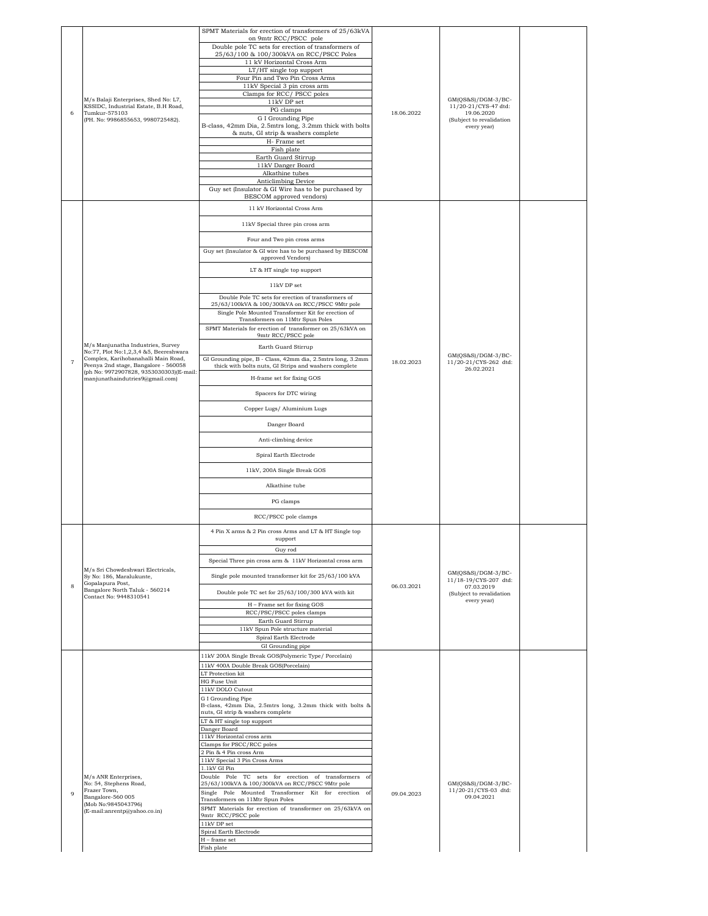| 6 | M/s Balaji Enterprises, Shed No: L7, KSSIDC, Industrial Estate, B.H Road, Tumkur-575103 (PH. No: 9986855653, 9980725482). | SPMT Materials for erection of transformers of 25/63kVA on 9mtr RCC/PSCC pole<br>Double pole TC sets for erection of transformers of 25/63/100 & 100/300kVA on RCC/PSCC Poles<br>11 kV Horizontal Cross Arm<br>LT/HT single top support<br>Four Pin and Two Pin Cross Arms<br>11kV Special 3 pin cross arm<br>Clamps for RCC/ PSCC poles<br>11kV DP set<br>PG clamps<br>G I Grounding Pipe<br>B-class, 42mm Dia, 2.5mtrs long, 3.2mm thick with bolts & nuts, GI strip & washers complete<br>H- Frame set<br>Fish plate<br>Earth Guard Stirrup<br>11kV Danger Board<br>Alkathine tubes<br>Anticlimbing Device<br>Guy set (Insulator & GI Wire has to be purchased by BESCOM approved vendors) | 18.06.2022 | GM(QS&S)/DGM-3/BC-11/20-21/CYS-47 dtd: 19.06.2020 (Subject to revalidation every year) | |
|---|---|---|---|---|---|
| 7 | M/s Manjunatha Industries, Survey No:77, Plot No:1,2,3,4 &5, Beereshwara Complex, Karihobanahalli Main Road, Peenya 2nd stage, Bangalore - 560058 (ph No: 9972907828, 9353030303)(E-mail: manjunathaindutries9@gmail.com) | 11 kV Horizontal Cross Arm<br>11kV Special three pin cross arm<br>Four and Two pin cross arms<br>Guy set (Insulator & GI wire has to be purchased by BESCOM approved Vendors)<br>LT & HT single top support<br>11kV DP set<br>Double Pole TC sets for erection of transformers of 25/63/100kVA & 100/300kVA on RCC/PSCC 9Mtr pole<br>Single Pole Mounted Transformer Kit for erection of Transformers on 11Mtr Spun Poles<br>SPMT Materials for erection of transformer on 25/63kVA on 9mtr RCC/PSCC pole<br>Earth Guard Stirrup<br>GI Grounding pipe, B - Class, 42mm dia, 2.5mtrs long, 3.2mm thick with bolts nuts, GI Strips and washers complete<br>H-frame set for fixing GOS<br>Spacers for DTC wiring<br>Copper Lugs/ Aluminium Lugs<br>Danger Board<br>Anti-climbing device<br>Spiral Earth Electrode<br>11kV, 200A Single Break GOS<br>Alkathine tube<br>PG clamps<br>RCC/PSCC pole clamps | 18.02.2023 | GM(QS&S)/DGM-3/BC-11/20-21/CYS-262 dtd: 26.02.2021 | |
| 8 | M/s Sri Chowdeshwari Electricals, Sy No: 186, Maralukunte, Gopalapura Post, Bangalore North Taluk - 560214 Contact No: 9448310541 | 4 Pin X arms & 2 Pin cross Arms and LT & HT Single top support<br>Guy rod<br>Special Three pin cross arm & 11kV Horizontal cross arm<br>Single pole mounted transformer kit for 25/63/100 kVA<br>Double pole TC set for 25/63/100/300 kVA with kit<br>H – Frame set for fixing GOS<br>RCC/PSC/PSCC poles clamps<br>Earth Guard Stirrup<br>11kV Spun Pole structure material<br>Spiral Earth Electrode<br>GI Grounding pipe | 06.03.2021 | GM(QS&S)/DGM-3/BC-11/18-19/CYS-207 dtd: 07.03.2019 (Subject to revalidation every year) | |
| 9 | M/s ANR Enterprises, No: 54, Stephens Road, Frazer Town, Bangalore-560 005 (Mob No:9845043796) (E-mail:anrentp@yahoo.co.in) | 11kV 200A Single Break GOS(Polymeric Type/ Porcelain)<br>11kV 400A Double Break GOS(Porcelain)<br>LT Protection kit<br>HG Fuse Unit<br>11kV DOLO Cutout<br>G I Grounding Pipe<br>B-class, 42mm Dia, 2.5mtrs long, 3.2mm thick with bolts & nuts, GI strip & washers complete<br>LT & HT single top support<br>Danger Board<br>11kV Horizontal cross arm<br>Clamps for PSCC/RCC poles<br>2 Pin & 4 Pin cross Arm<br>11kV Special 3 Pin Cross Arms<br>1.1kV GI Pin<br>Double Pole TC sets for erection of transformers of 25/63/100kVA & 100/300kVA on RCC/PSCC 9Mtr pole<br>Single Pole Mounted Transformer Kit for erection of Transformers on 11Mtr Spun Poles<br>SPMT Materials for erection of transformer on 25/63kVA on 9mtr RCC/PSCC pole<br>11kV DP set<br>Spiral Earth Electrode<br>H – frame set<br>Fish plate | 09.04.2023 | GM(QS&S)/DGM-3/BC-11/20-21/CYS-03 dtd: 09.04.2021 | |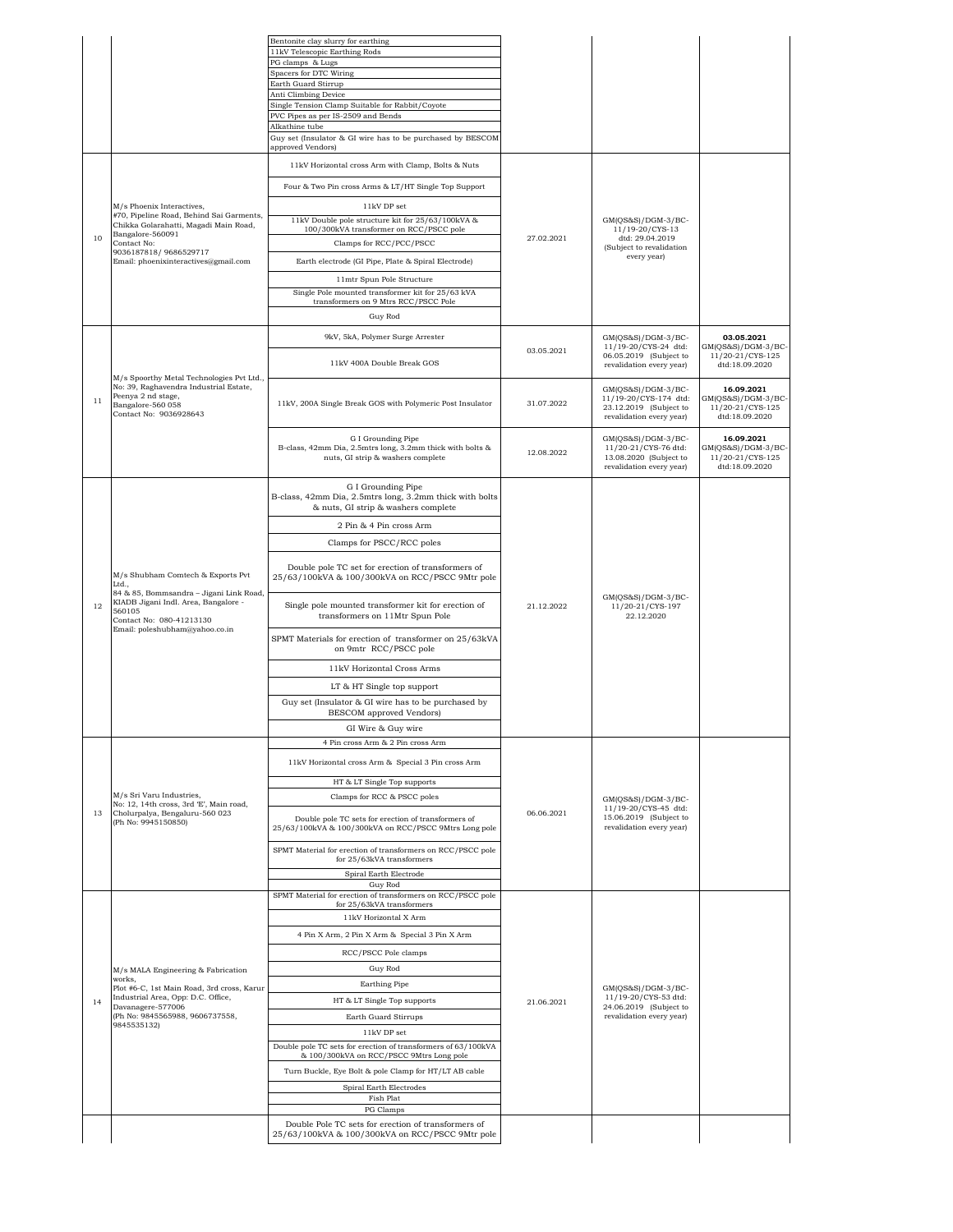| | | | | | |
|---|---|---|---|---|---|
| | | Bentonite clay slurry for earthing<br>11kV Telescopic Earthing Rods<br>PG clamps & Lugs<br>Spacers for DTC Wiring<br>Earth Guard Stirrup<br>Anti Climbing Device<br>Single Tension Clamp Suitable for Rabbit/Coyote<br>PVC Pipes as per IS-2509 and Bends<br>Alkathine tube<br>Guy set (Insulator & GI wire has to be purchased by BESCOM approved Vendors) | | | |
| 10 | M/s Phoenix Interactives,<br>#70, Pipeline Road, Behind Sai Garments, Chikka Golarahatti, Magadi Main Road, Bangalore-560091<br>Contact No: 9036187818/ 9686529717<br>Email: phoenixinteractives@gmail.com | 11kV Horizontal cross Arm with Clamp, Bolts & Nuts<br>Four & Two Pin cross Arms & LT/HT Single Top Support<br>11kV DP set<br>11kV Double pole structure kit for 25/63/100kVA & 100/300kVA transformer on RCC/PSCC pole<br>Clamps for RCC/PCC/PSCC<br>Earth electrode (GI Pipe, Plate & Spiral Electrode)<br>11mtr Spun Pole Structure<br>Single Pole mounted transformer kit for 25/63 kVA transformers on 9 Mtrs RCC/PSCC Pole<br>Guy Rod | 27.02.2021 | GM(QS&S)/DGM-3/BC-11/19-20/CYS-13 dtd: 29.04.2019 (Subject to revalidation every year) | |
| 11 | M/s Spoorthy Metal Technologies Pvt Ltd.,<br>No: 39, Raghavendra Industrial Estate, Peenya 2 nd stage, Bangalore-560 058<br>Contact No: 9036928643 | 9kV, 5kA, Polymer Surge Arrester<br>11kV 400A Double Break GOS | 03.05.2021 | GM(QS&S)/DGM-3/BC-11/19-20/CYS-24 dtd: 06.05.2019 (Subject to revalidation every year) | **03.05.2021** GM(QS&S)/DGM-3/BC-11/20-21/CYS-125 dtd:18.09.2020 |
| | | 11kV, 200A Single Break GOS with Polymeric Post Insulator | 31.07.2022 | GM(QS&S)/DGM-3/BC-11/19-20/CYS-174 dtd: 23.12.2019 (Subject to revalidation every year) | **16.09.2021** GM(QS&S)/DGM-3/BC-11/20-21/CYS-125 dtd:18.09.2020 |
| | | G I Grounding Pipe<br>B-class, 42mm Dia, 2.5mtrs long, 3.2mm thick with bolts & nuts, GI strip & washers complete | 12.08.2022 | GM(QS&S)/DGM-3/BC-11/20-21/CYS-76 dtd: 13.08.2020 (Subject to revalidation every year) | **16.09.2021** GM(QS&S)/DGM-3/BC-11/20-21/CYS-125 dtd:18.09.2020 |
| 12 | M/s Shubham Comtech & Exports Pvt Ltd.,<br>84 & 85, Bommsandra – Jigani Link Road, KIADB Jigani Indl. Area, Bangalore - 560105<br>Contact No: 080-41213130<br>Email: poleshubham@yahoo.co.in | G I Grounding Pipe<br>B-class, 42mm Dia, 2.5mtrs long, 3.2mm thick with bolts & nuts, GI strip & washers complete<br>2 Pin & 4 Pin cross Arm<br>Clamps for PSCC/RCC poles<br>Double pole TC set for erection of transformers of 25/63/100kVA & 100/300kVA on RCC/PSCC 9Mtr pole<br>Single pole mounted transformer kit for erection of transformers on 11Mtr Spun Pole<br>SPMT Materials for erection of transformer on 25/63kVA on 9mtr RCC/PSCC pole<br>11kV Horizontal Cross Arms<br>LT & HT Single top support<br>Guy set (Insulator & GI wire has to be purchased by BESCOM approved Vendors)<br>GI Wire & Guy wire | 21.12.2022 | GM(QS&S)/DGM-3/BC-11/20-21/CYS-197 22.12.2020 | |
| 13 | M/s Sri Varu Industries,<br>No: 12, 14th cross, 3rd 'E', Main road, Cholurpalya, Bengaluru-560 023<br>(Ph No: 9945150850) | 4 Pin cross Arm & 2 Pin cross Arm<br>11kV Horizontal cross Arm & Special 3 Pin cross Arm<br>HT & LT Single Top supports<br>Clamps for RCC & PSCC poles<br>Double pole TC sets for erection of transformers of 25/63/100kVA & 100/300kVA on RCC/PSCC 9Mtrs Long pole<br>SPMT Material for erection of transformers on RCC/PSCC pole for 25/63kVA transformers<br>Spiral Earth Electrode<br>Guy Rod | 06.06.2021 | GM(QS&S)/DGM-3/BC-11/19-20/CYS-45 dtd: 15.06.2019 (Subject to revalidation every year) | |
| 14 | M/s MALA Engineering & Fabrication works,<br>Plot #6-C, 1st Main Road, 3rd cross, Karur Industrial Area, Opp: D.C. Office, Davanagere-577006<br>(Ph No: 9845565988, 9606737558, 9845535132) | SPMT Material for erection of transformers on RCC/PSCC pole for 25/63kVA transformers<br>11kV Horizontal X Arm<br>4 Pin X Arm, 2 Pin X Arm & Special 3 Pin X Arm<br>RCC/PSCC Pole clamps<br>Guy Rod<br>Earthing Pipe<br>HT & LT Single Top supports<br>Earth Guard Stirrups<br>11kV DP set<br>Double pole TC sets for erection of transformers of 63/100kVA & 100/300kVA on RCC/PSCC 9Mtrs Long pole<br>Turn Buckle, Eye Bolt & pole Clamp for HT/LT AB cable<br>Spiral Earth Electrodes<br>Fish Plat<br>PG Clamps | 21.06.2021 | GM(QS&S)/DGM-3/BC-11/19-20/CYS-53 dtd: 24.06.2019 (Subject to revalidation every year) | |
| | | Double Pole TC sets for erection of transformers of 25/63/100kVA & 100/300kVA on RCC/PSCC 9Mtr pole | | | |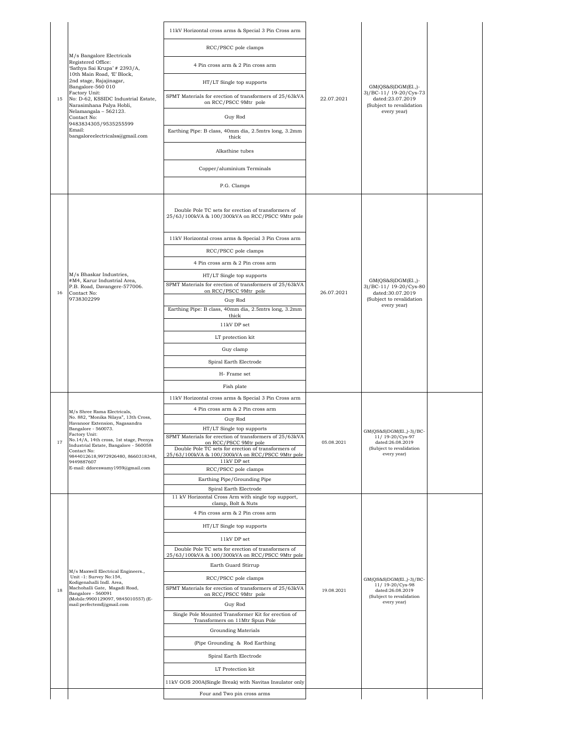| | | | | | |
|---|---|---|---|---|---|
| 15 | M/s Bangalore Electricals<br>Registered Office:<br>'Sathya Sai Krupa' # 2393/A,<br>10th Main Road, 'E' Block,<br>2nd stage, Rajajinagar,<br>Bangalore-560 010<br>Factory Unit:<br>No: D-62, KSSIDC Industrial Estate,<br>Narasimhana Palya Hobli,<br>Nelamangala – 562123.<br>Contact No:<br>9483834305/9535255599<br>Email:<br>bangaloreelectricalss@gmail.com | 11kV Horizontal cross arms & Special 3 Pin Cross arm<br>RCC/PSCC pole clamps<br>4 Pin cross arm & 2 Pin cross arm<br>HT/LT Single top supports<br>SPMT Materials for erection of transformers of 25/63kVA on RCC/PSCC 9Mtr pole<br>Guy Rod<br>Earthing Pipe: B class, 40mm dia, 2.5mtrs long, 3.2mm thick<br>Alkathine tubes<br>Copper/aluminium Terminals<br>P.G. Clamps | 22.07.2021 | GM(QS&S)DGM(El.,)-3)/BC-11/ 19-20/Cys-73 dated:23.07.2019<br>(Subject to revalidation every year) | |
| 16 | M/s Bhaskar Industries,<br>#M4, Karur Industrial Area,<br>P.B. Road, Davangere-577006.<br>Contact No:<br>9738302299 | Double Pole TC sets for erection of transformers of 25/63/100kVA & 100/300kVA on RCC/PSCC 9Mtr pole<br>11kV Horizontal cross arms & Special 3 Pin Cross arm<br>RCC/PSCC pole clamps<br>4 Pin cross arm & 2 Pin cross arm<br>HT/LT Single top supports<br>SPMT Materials for erection of transformers of 25/63kVA on RCC/PSCC 9Mtr pole<br>Guy Rod<br>Earthing Pipe: B class, 40mm dia, 2.5mtrs long, 3.2mm thick<br>11kV DP set<br>LT protection kit<br>Guy clamp<br>Spiral Earth Electrode<br>H- Frame set<br>Fish plate | 26.07.2021 | GM(QS&S)DGM(El.,)-3)/BC-11/ 19-20/Cys-80 dated:30.07.2019<br>(Subject to revalidation every year) | |
| 17 | M/s Shree Rama Electricals,<br>No. 882, "Monika Nilaya", 13th Cross,<br>Havanoor Extension, Nagasandra<br>Bangalore - 560073.<br>Factory Unit:<br>No.14/A, 14th cross, 1st stage, Peenya Industrial Estate, Bangalore - 560058<br>Contact No:<br>9844012618,9972926480, 8660318348, 9449887607<br>E-mail: ddoreswamy1959@gmail.com | 11kV Horizontal cross arms & Special 3 Pin Cross arm<br>4 Pin cross arm & 2 Pin cross arm<br>Guy Rod<br>HT/LT Single top supports<br>SPMT Materials for erection of transformers of 25/63kVA on RCC/PSCC 9Mtr pole<br>Double Pole TC sets for erection of transformers of 25/63/100kVA & 100/300kVA on RCC/PSCC 9Mtr pole<br>11kV DP set<br>RCC/PSCC pole clamps<br>Earthing Pipe/Grounding Pipe<br>Spiral Earth Electrode | 05.08.2021 | GM(QS&S)DGM(El.,)-3)/BC-11/ 19-20/Cys-97 dated:26.08.2019<br>(Subject to revalidation every year) | |
| 18 | M/s Maxwell Electrical Engineers.,<br>Unit -1: Survey No:154,<br>Kodigenahalli Indl. Area,<br>Machohalli Gate, Magadi Road,<br>Bangalore - 560091<br>(Mobile:9900129097, 9845010557) (E-mail:perfectemf@gmail.com | 11 kV Horizontal Cross Arm with single top support, clamp, Bolt & Nuts<br>4 Pin cross arm & 2 Pin cross arm<br>HT/LT Single top supports<br>11kV DP set<br>Double Pole TC sets for erection of transformers of 25/63/100kVA & 100/300kVA on RCC/PSCC 9Mtr pole<br>Earth Guard Stirrup<br>RCC/PSCC pole clamps<br>SPMT Materials for erection of transformers of 25/63kVA on RCC/PSCC 9Mtr pole<br>Guy Rod<br>Single Pole Mounted Transformer Kit for erection of Transformers on 11Mtr Spun Pole<br>Grounding Materials<br>(Pipe Grounding & Rod Earthing<br>Spiral Earth Electrode<br>LT Protection kit<br>11kV GOS 200A(Single Break) with Navitas Insulator only | 19.08.2021 | GM(QS&S)DGM(El.,)-3)/BC-11/ 19-20/Cys-98 dated:26.08.2019<br>(Subject to revalidation every year) | |
| | | Four and Two pin cross arms | | | |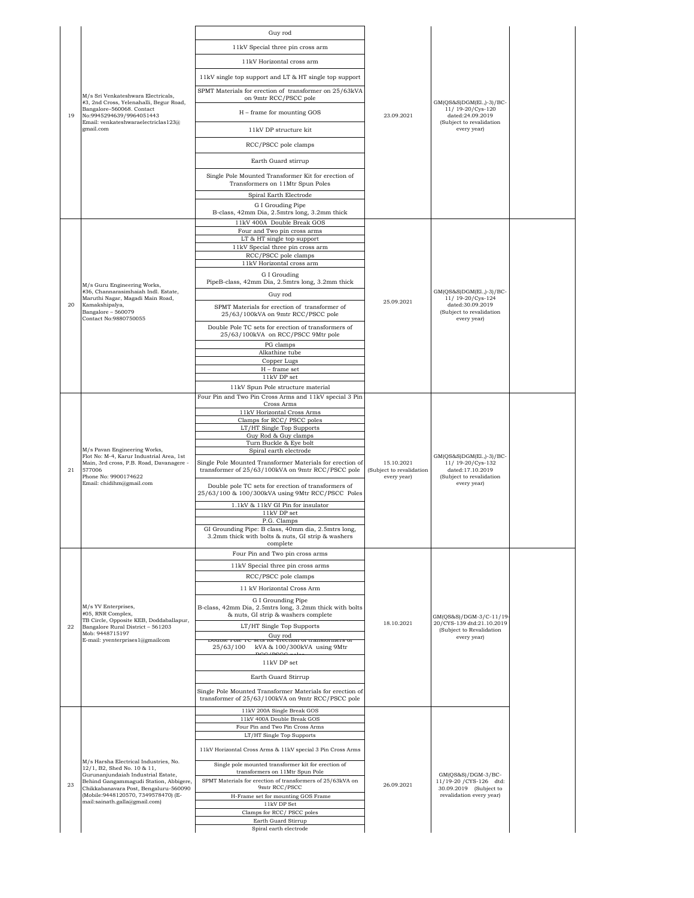| | | | | | |
|---|---|---|---|---|---|
| 19 | M/s Sri Venkateshwara Electricals, #3, 2nd Cross, Yelenahalli, Begur Road, Bangalore-560068. Contact No:9945294639/9964051443 Email: venkateshwaraelectriclas123@ gmail.com | Guy rod<br>11kV Special three pin cross arm<br>11kV Horizontal cross arm<br>11kV single top support and LT & HT single top support<br>SPMT Materials for erection of transformer on 25/63kVA on 9mtr RCC/PSCC pole<br>H – frame for mounting GOS<br>11kV DP structure kit<br>RCC/PSCC pole clamps<br>Earth Guard stirrup<br>Single Pole Mounted Transformer Kit for erection of Transformers on 11Mtr Spun Poles<br>Spiral Earth Electrode<br>G I Grouding Pipe B-class, 42mm Dia, 2.5mtrs long, 3.2mm thick | 23.09.2021 | GM(QS&S)DGM(El.,)-3)/BC-11/ 19-20/Cys-120 dated:24.09.2019 (Subject to revalidation every year) | |
| 20 | M/s Guru Engineering Works, #36, Channarasimhaiah Indl. Estate, Maruthi Nagar, Magadi Main Road, Kamakshipalya, Bangalore – 560079 Contact No:9880750055 | 11kV 400A Double Break GOS<br>Four and Two pin cross arms<br>LT & HT single top support<br>11kV Special three pin cross arm<br>RCC/PSCC pole clamps<br>11kV Horizontal cross arm<br>G I Grouding PipeB-class, 42mm Dia, 2.5mtrs long, 3.2mm thick<br>Guy rod<br>SPMT Materials for erection of transformer of 25/63/100kVA on 9mtr RCC/PSCC pole<br>Double Pole TC sets for erection of transformers of 25/63/100kVA on RCC/PSCC 9Mtr pole<br>PG clamps<br>Alkathine tube<br>Copper Lugs<br>H – frame set<br>11kV DP set<br>11kV Spun Pole structure material | 25.09.2021 | GM(QS&S)DGM(El.,)-3)/BC-11/ 19-20/Cys-124 dated:30.09.2019 (Subject to revalidation every year) | |
| 21 | M/s Pavan Engineering Works, Flot No: M-4, Karur Industrial Area, 1st Main, 3rd cross, P.B. Road, Davanagere - 577006 Phone No: 9900174622 Email: chidihm@gmail.com | Four Pin and Two Pin Cross Arms and 11kV special 3 Pin Cross Arms<br>11kV Horizontal Cross Arms<br>Clamps for RCC/ PSCC poles<br>LT/HT Single Top Supports<br>Guy Rod & Guy clamps<br>Turn Buckle & Eye bolt<br>Spiral earth electrode<br>Single Pole Mounted Transformer Materials for erection of transformer of 25/63/100kVA on 9mtr RCC/PSCC pole<br>Double pole TC sets for erection of transformers of 25/63/100 & 100/300kVA using 9Mtr RCC/PSCC Poles<br>1.1kV & 11kV GI Pin for insulator<br>11kV DP set<br>P.G. Clamps<br>GI Grounding Pipe: B class, 40mm dia, 2.5mtrs long, 3.2mm thick with bolts & nuts, GI strip & washers complete | 15.10.2021 (Subject to revalidation every year) | GM(QS&S)DGM(El.,)-3)/BC-11/ 19-20/Cys-132 dated:17.10.2019 (Subject to revalidation every year) | |
| 22 | M/s YV Enterprises, #05, RNR Complex, TB Circle, Opposite KEB, Doddaballapur, Bangalore Rural District – 561203 Mob: 9448715197 E-mail: yventerprises1@gmailcom | Four Pin and Two pin cross arms<br>11kV Special three pin cross arms<br>RCC/PSCC pole clamps<br>11 kV Horizontal Cross Arm<br>G I Grounding Pipe B-class, 42mm Dia, 2.5mtrs long, 3.2mm thick with bolts & nuts, GI strip & washers complete<br>LT/HT Single Top Supports<br>Guy rod<br>Double Pole TC sets for erection of transformers of 25/63/100 kVA & 100/300kVA using 9Mtr RCC/PSCC poles<br>11kV DP set<br>Earth Guard Stirrup<br>Single Pole Mounted Transformer Materials for erection of transformer of 25/63/100kVA on 9mtr RCC/PSCC pole | 18.10.2021 | GM(QS&S)/DGM-3/C-11/19-20/CYS-139 dtd:21.10.2019 (Subject to Revalidation every year) | |
| 23 | M/s Harsha Electrical Industries, No. 12/1, B2, Shed No. 10 & 11, Gurunanjundaiah Industrial Estate, Behind Gangammagudi Station, Abbigere, Chikkabanavara Post, Bengaluru-560090 (Mobile:9448120570, 7349578470) (E-mail:sainath.galla@gmail.com) | 11kV 200A Single Break GOS<br>11kV 400A Double Break GOS<br>Four Pin and Two Pin Cross Arms<br>LT/HT Single Top Supports<br>11kV Horizontal Cross Arms & 11kV special 3 Pin Cross Arms<br>Single pole mounted transformer kit for erection of transformers on 11Mtr Spun Pole<br>SPMT Materials for erection of transformers of 25/63kVA on 9mtr RCC/PSCC<br>H-Frame set for mounting GOS Frame<br>11kV DP Set<br>Clamps for RCC/ PSCC poles<br>Earth Guard Stirrup<br>Spiral earth electrode | 26.09.2021 | GM(QS&S)/DGM-3/BC-11/19-20 /CYS-126 dtd: 30.09.2019 (Subject to revalidation every year) | |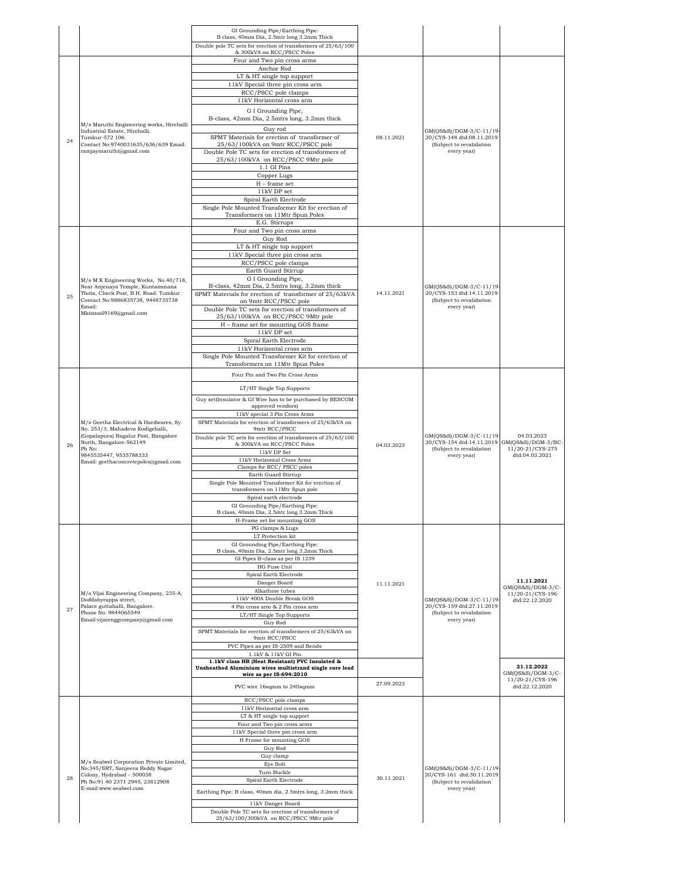| | | GI Grounding Pipe/Earthing Pipe: B class, 40mm Dia, 2.5mtr long 3.2mm Thick | | | |
|---|---|---|---|---|---|
| | | Double pole TC sets for erection of transformers of 25/63/100 & 300kVA on RCC/PSCC Poles | | | |
| 24 | M/s Maruthi Engineering works, Hirehalli Industrial Estate, Hirehalli, Tumkur-572 106 Contact No:9740031635/636/639 Email: ramjaymaruthi@gmail.com | Four and Two pin cross arms | 08.11.2021 | GM(QS&S)/DGM-3/C-11/19-20/CYS-148 dtd:08.11.2019 (Subject to revalidation every year) | |
| | | Anchor Rod | | | |
| | | LT & HT single top support | | | |
| | | 11kV Special three pin cross arm | | | |
| | | RCC/PSCC pole clamps | | | |
| | | 11kV Horizontal cross arm | | | |
| | | G I Grounding Pipe, B-class, 42mm Dia, 2.5mtrs long, 3.2mm thick | | | |
| | | Guy rod | | | |
| | | SPMT Materials for erection of transformer of 25/63/100kVA on 9mtr RCC/PSCC pole | | | |
| | | Double Pole TC sets for erection of transformers of 25/63/100kVA on RCC/PSCC 9Mtr pole | | | |
| | | 1.1 GI Pins | | | |
| | | Copper Lugs | | | |
| | | H – frame set | | | |
| | | 11kV DP set | | | |
| | | Spiral Earth Electrode | | | |
| | | Single Pole Mounted Transformer Kit for erection of Transformers on 11Mtr Spun Poles | | | |
| | | E.G. Stirrups | | | |
| 25 | M/s M K Engineering Works, No.40/718, Near Anjenaya Temple, Kuntammana Thota, Check Post, B.H. Road. Tumkur Contact No:9886835738, 9448735738 Email: Mkismail9169@gmail.com | Four and Two pin cross arms | 14.11.2021 | GM(QS&S)/DGM-3/C-11/19-20/CYS-153 dtd:14.11.2019 (Subject to revalidation every year) | |
| | | Guy Rod | | | |
| | | LT & HT single top support | | | |
| | | 11kV Special three pin cross arm | | | |
| | | RCC/PSCC pole clamps | | | |
| | | Earth Guard Stirrup | | | |
| | | G I Grounding Pipe, B-class, 42mm Dia, 2.5mtrs long, 3.2mm thick | | | |
| | | SPMT Materials for erection of transformer of 25/63kVA on 9mtr RCC/PSCC pole | | | |
| | | Double Pole TC sets for erection of transformers of 25/63/100kVA on RCC/PSCC 9Mtr pole | | | |
| | | H – frame set for mounting GOS frame | | | |
| | | 11kV DP set | | | |
| | | Spiral Earth Electrode | | | |
| | | 11kV Horizontal cross arm | | | |
| | | Single Pole Mounted Transformer Kit for erection of Transformers on 11Mtr Spun Poles | | | |
| 26 | M/s Geetha Electrical & Hardwares, Sy No. 253/3, Mahadeva Kodigehalli, (Gopalapura) Bagalur Post, Bangalore North, Bangalore-562149 Ph No: 9845535447, 9535788333 Email: geethaconcretepoles@gmail.com | Four Pin and Two Pin Cross Arms | 04.03.2023 | GM(QS&S)/DGM-3/C-11/19-20/CYS-154 dtd:14.11.2019 (Subject to revalidation every year) | 04.03.2023 GM(QS&S)/DGM-3/BC-11/20-21/CYS-275 dtd:04.03.2021 |
| | | LT/HT Single Top Supports | | | |
| | | Guy set(Insulator & GI Wire has to be purchased by BESCOM approved vendors) | | | |
| | | 11kV special 3 Pin Cross Arms | | | |
| | | SPMT Materials for erection of transformers of 25/63kVA on 9mtr RCC/PSCC | | | |
| | | Double pole TC sets for erection of transformers of 25/63/100 & 300kVA on RCC/PSCC Poles | | | |
| | | 11kV DP Set | | | |
| | | 11kV Horizontal Cross Arms | | | |
| | | Clamps for RCC/ PSCC poles | | | |
| | | Earth Guard Stirrup | | | |
| | | Single Pole Mounted Transformer Kit for erection of transformers on 11Mtr Spun pole | | | |
| | | Spiral earth electrode | | | |
| | | GI Grounding Pipe/Earthing Pipe: B class, 40mm Dia, 2.5mtr long 3.2mm Thick | | | |
| | | H-Frame set for mounting GOS | | | |
| 27 | M/s Vijai Engineering Company, 235-A, Doddabyrappa street, Palace guttahalli, Bangalore. Phone No: 9844065549 Email:vijaienggcompany@gmail.com | PG clamps & Lugs | 11.11.2021 | GM(QS&S)/DGM-3/C-11/19-20/CYS-159 dtd:27.11.2019 (Subject to revalidation every year) | **11.11.2021** GM(QS&S)/DGM-3/C-11/20-21/CYS-196 dtd:22.12.2020 |
| | | LT Protection kit | | | |
| | | GI Grounding Pipe/Earthing Pipe: B class, 40mm Dia, 2.5mtr long 3.2mm Thick | | | |
| | | GI Pipes B-class as per IS 1239 | | | |
| | | HG Fuse Unit | | | |
| | | Spiral Earth Electrode | | | |
| | | Danger Board | | | |
| | | Alkathine tubes | | | |
| | | 11kV 400A Double Break GOS | | | |
| | | 4 Pin cross arm & 2 Pin cross arm | | | |
| | | LT/HT Single Top Supports | | | |
| | | Guy Rod | | | |
| | | SPMT Materials for erection of transformers of 25/63kVA on 9mtr RCC/PSCC | | | |
| | | PVC Pipes as per IS-2509 and Bends | | | |
| | | 1.1kV & 11kV GI Pin | | | |
| | | **1.1kV class HR (Heat Resistant) PVC Insulated & Unsheathed Aluminium wires multistrand single core lead wire as per IS-694:2010** | 27.09.2023 | | **21.12.2022** GM(QS&S)/DGM-3/C-11/20-21/CYS-196 dtd:22.12.2020 |
| | | PVC wire 16sqmm to 240sqmm | | | |
| 28 | M/s Sealwel Corporation Private Limited, No:345/SRT, Sanjeeva Reddy Nagar Colony, Hydrabad – 500038 Ph No:91 40 2371 2945, 23812908 E-mail:www.sealwel.com | RCC/PSCC pole clamps | 30.11.2021 | GM(QS&S)/DGM-3/C-11/19-20/CYS-161 dtd:30.11.2019 (Subject to revalidation every year) | |
| | | 11kV Horizontal cross arm | | | |
| | | LT & HT single top support | | | |
| | | Four and Two pin cross arms | | | |
| | | 11kV Special three pin cross arm | | | |
| | | H Frame for mounting GOS | | | |
| | | Guy Rod | | | |
| | | Guy clamp | | | |
| | | Eye Bolt | | | |
| | | Turn Buckle | | | |
| | | Spiral Earth Electrode | | | |
| | | Earthing Pipe: B class, 40mm dia, 2.5mtrs long, 3.2mm thick | | | |
| | | 11kV Danger Board | | | |
| | | Double Pole TC sets for erection of transformers of 25/63/100/300kVA on RCC/PSCC 9Mtr pole | | | |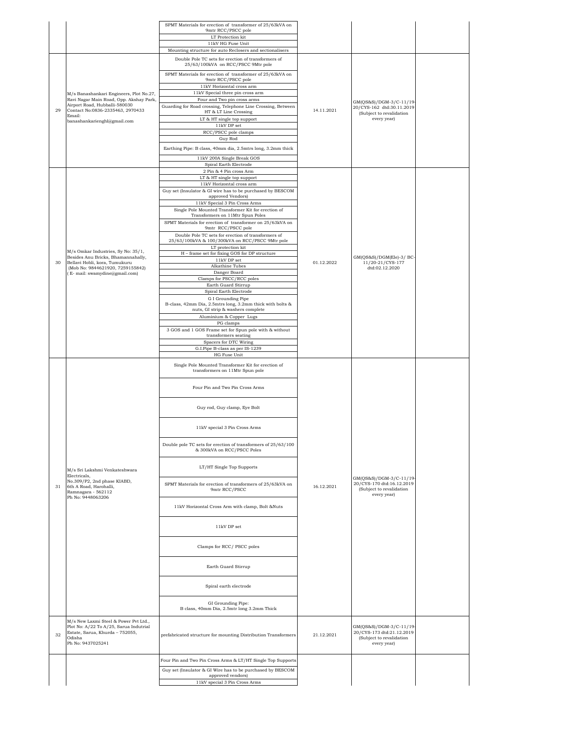| | | | | | |
|---|---|---|---|---|---|
| | | SPMT Materials for erection of transformer of 25/63kVA on 9mtr RCC/PSCC pole<br>LT Protection kit<br>11kV HG Fuse Unit<br>Mounting structure for auto Reclosers and sectionalisers | | | |
| 29 | M/s Banashankari Engineers, Plot No.27, Ravi Nagar Main Road, Opp. Akshay Park, Airport Road, Hubballi-580030<br>Contact No:0836-2335463, 2970433<br>Email: banashankarienghl@gmail.com | Double Pole TC sets for erection of transformers of 25/63/100kVA on RCC/PSCC 9Mtr pole<br>SPMT Materials for erection of transformer of 25/63kVA on 9mtr RCC/PSCC pole<br>11kV Horizontal cross arm<br>11kV Special three pin cross arm<br>Four and Two pin cross arms<br>Guarding for Road crossing, Telephone Line Crossing, Between HT & LT Line Crossing<br>LT & HT single top support<br>11kV DP set<br>RCC/PSCC pole clamps<br>Guy Rod<br>Earthing Pipe: B class, 40mm dia, 2.5mtrs long, 3.2mm thick<br>11kV 200A Single Break GOS<br>Spiral Earth Electrode | 14.11.2021 | GM(QS&S)/DGM-3/C-11/19-20/CYS-162 dtd:30.11.2019 (Subject to revalidation every year) | |
| 30 | M/s Omkar Industries, Sy No: 35/1, Besides Anu Bricks, Bhamannahally, Bellavi Hobli, kora, Tumukuru<br>(Mob No: 9844621920, 7259155842)<br>( E- mail: swamydine@gmail.com) | 2 Pin & 4 Pin cross Arm<br>LT & HT single top support<br>11kV Horizontal cross arm<br>Guy set (Insulator & GI wire has to be purchased by BESCOM approved Vendors)<br>11kV Special 3 Pin Cross Arms<br>Single Pole Mounted Transformer Kit for erection of Transformers on 11Mtr Spun Poles<br>SPMT Materials for erection of transformer on 25/63kVA on 9mtr RCC/PSCC pole<br>Double Pole TC sets for erection of transformers of 25/63/100kVA & 100/300kVA on RCC/PSCC 9Mtr pole<br>LT protection kit<br>H – frame set for fixing GOS for DP structure<br>11kV DP set<br>Alkathine Tubes<br>Danger Board<br>Clamps for PSCC/RCC poles<br>Earth Guard Stirrup<br>Spiral Earth Electrode<br>G I Grounding Pipe B-class, 42mm Dia, 2.5mtrs long, 3.2mm thick with bolts & nuts, GI strip & washers complete<br>Aluminium & Copper Lugs<br>PG clamps<br>3 GOS and 1 GOS Frame set for Spun pole with & without transformers seating<br>Spacers for DTC Wiring<br>G.I.Pipe B-class as per IS-1239<br>HG Fuse Unit | 01.12.2022 | GM(QS&S)/DGM(Ele)-3/ BC-11/20-21/CYS-177 dtd:02.12.2020 | |
| 31 | M/s Sri Lakshmi Venkateshwara Electricals,<br>No.309/P2, 2nd phase KIABD, 6th A Road, Harohalli, Ramnagara - 562112<br>Ph No: 9448063206 | Single Pole Mounted Transformer Kit for erection of transformers on 11Mtr Spun pole<br>Four Pin and Two Pin Cross Arms<br>Guy rod, Guy clamp, Eye Bolt<br>11kV special 3 Pin Cross Arms<br>Double pole TC sets for erection of transformers of 25/63/100 & 300kVA on RCC/PSCC Poles<br>LT/HT Single Top Supports<br>SPMT Materials for erection of transformers of 25/63kVA on 9mtr RCC/PSCC<br>11kV Horizontal Cross Arm with clamp, Bolt &Nuts<br>11kV DP set<br>Clamps for RCC/ PSCC poles<br>Earth Guard Stirrup<br>Spiral earth electrode<br>GI Grounding Pipe: B class, 40mm Dia, 2.5mtr long 3.2mm Thick | 16.12.2021 | GM(QS&S)/DGM-3/C-11/19-20/CYS-170 dtd:16.12.2019 (Subject to revalidation every year) | |
| 32 | M/s New Laxmi Steel & Power Pvt Ltd., Plot No: A/22 To A/25, Sarua Indutrial Estate, Sarua, Khurda – 752055, Odisha<br>Ph No: 9437025241 | prefabricated structure for mounting Distribution Transformers | 21.12.2021 | GM(QS&S)/DGM-3/C-11/19-20/CYS-173 dtd:21.12.2019 (Subject to revalidation every year) | |
| | | Four Pin and Two Pin Cross Arms & LT/HT Single Top Supports<br>Guy set (Insulator & GI Wire has to be purchased by BESCOM approved vendors)<br>11kV special 3 Pin Cross Arms | | | |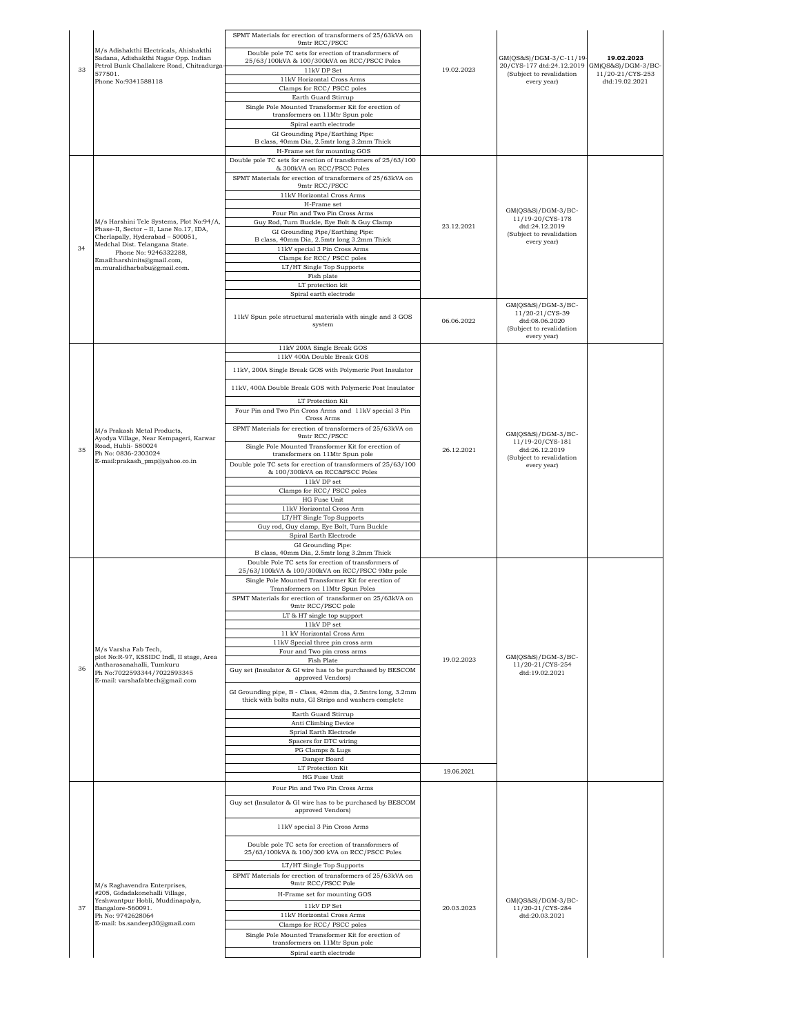| 33 | M/s Adishakthi Electricals, Ahishakthi Sadana, Adishakthi Nagar Opp. Indian Petrol Bunk Challakere Road, Chitradurga 577501. Phone No:9341588118 | SPMT Materials for erection of transformers of 25/63kVA on 9mtr RCC/PSCC | 19.02.2023 | GM(QS&S)/DGM-3/C-11/19-20/CYS-177 dtd:24.12.2019 (Subject to revalidation every year) | **19.02.2023** GM(QS&S)/DGM-3/BC-11/20-21/CYS-253 dtd:19.02.2021 |
|---|---|---|---|---|---|
| | | Double pole TC sets for erection of transformers of 25/63/100kVA & 100/300kVA on RCC/PSCC Poles | | | |
| | | 11kV DP Set | | | |
| | | 11kV Horizontal Cross Arms | | | |
| | | Clamps for RCC/ PSCC poles | | | |
| | | Earth Guard Stirrup | | | |
| | | Single Pole Mounted Transformer Kit for erection of transformers on 11Mtr Spun pole | | | |
| | | Spiral earth electrode | | | |
| | | GI Grounding Pipe/Earthing Pipe: B class, 40mm Dia, 2.5mtr long 3.2mm Thick | | | |
| | | H-Frame set for mounting GOS | | | |
| 34 | M/s Harshini Tele Systems, Plot No:94/A, Phase-II, Sector – II, Lane No.17, IDA, Cherlapally, Hyderabad – 500051, Medchal Dist. Telangana State. Phone No: 9246332288, Email:harshinits@gmail.com, m.muralidharbabu@gmail.com. | Double pole TC sets for erection of transformers of 25/63/100 & 300kVA on RCC/PSCC Poles | 23.12.2021 | GM(QS&S)/DGM-3/BC-11/19-20/CYS-178 dtd:24.12.2019 (Subject to revalidation every year) | |
| | | SPMT Materials for erection of transformers of 25/63kVA on 9mtr RCC/PSCC | | | |
| | | 11kV Horizontal Cross Arms | | | |
| | | H-Frame set | | | |
| | | Four Pin and Two Pin Cross Arms | | | |
| | | Guy Rod, Turn Buckle, Eye Bolt & Guy Clamp | | | |
| | | GI Grounding Pipe/Earthing Pipe: B class, 40mm Dia, 2.5mtr long 3.2mm Thick | | | |
| | | 11kV special 3 Pin Cross Arms | | | |
| | | Clamps for RCC/ PSCC poles | | | |
| | | LT/HT Single Top Supports | | | |
| | | Fish plate | | | |
| | | LT protection kit | | | |
| | | Spiral earth electrode | | | |
| | | 11kV Spun pole structural materials with single and 3 GOS system | 06.06.2022 | GM(QS&S)/DGM-3/BC-11/20-21/CYS-39 dtd:08.06.2020 (Subject to revalidation every year) | |
| 35 | M/s Prakash Metal Products, Ayodya Village, Near Kempageri, Karwar Road, Hubli- 580024 Ph No: 0836-2303024 E-mail:prakash_pmp@yahoo.co.in | 11kV 200A Single Break GOS | 26.12.2021 | GM(QS&S)/DGM-3/BC-11/19-20/CYS-181 dtd:26.12.2019 (Subject to revalidation every year) | |
| | | 11kV 400A Double Break GOS | | | |
| | | 11kV, 200A Single Break GOS with Polymeric Post Insulator | | | |
| | | 11kV, 400A Double Break GOS with Polymeric Post Insulator | | | |
| | | LT Protection Kit | | | |
| | | Four Pin and Two Pin Cross Arms and 11kV special 3 Pin Cross Arms | | | |
| | | SPMT Materials for erection of transformers of 25/63kVA on 9mtr RCC/PSCC | | | |
| | | Single Pole Mounted Transformer Kit for erection of transformers on 11Mtr Spun pole | | | |
| | | Double pole TC sets for erection of transformers of 25/63/100 & 100/300kVA on RCC&PSCC Poles | | | |
| | | 11kV DP set | | | |
| | | Clamps for RCC/ PSCC poles | | | |
| | | HG Fuse Unit | | | |
| | | 11kV Horizontal Cross Arm | | | |
| | | LT/HT Single Top Supports | | | |
| | | Guy rod, Guy clamp, Eye Bolt, Turn Buckle | | | |
| | | Spiral Earth Electrode | | | |
| | | GI Grounding Pipe: B class, 40mm Dia, 2.5mtr long 3.2mm Thick | | | |
| 36 | M/s Varsha Fab Tech, plot No:R-97, KSSIDC Indl, II stage, Area Antharasanahalli, Tumkuru Ph No:7022593344/7022593345 E-mail: varshafabtech@gmail.com | Double pole TC sets for erection of transformers of 25/63/100kVA & 100/300kVA on RCC/PSCC 9Mtr pole | 19.02.2023 | GM(QS&S)/DGM-3/BC-11/20-21/CYS-254 dtd:19.02.2021 | |
| | | Single Pole Mounted Transformer Kit for erection of Transformers on 11Mtr Spun Poles | | | |
| | | SPMT Materials for erection of transformer on 25/63kVA on 9mtr RCC/PSCC pole | | | |
| | | LT & HT single top support | | | |
| | | 11kV DP set | | | |
| | | 11 kV Horizontal Cross Arm | | | |
| | | 11kV Special three pin cross arm | | | |
| | | Four and Two pin cross arms | | | |
| | | Fish Plate | | | |
| | | Guy set (Insulator & GI wire has to be purchased by BESCOM approved Vendors) | | | |
| | | GI Grounding pipe, B - Class, 42mm dia, 2.5mtrs long, 3.2mm thick with bolts nuts, GI Strips and washers complete | | | |
| | | Earth Guard Stirrup | | | |
| | | Anti Climbing Device | | | |
| | | Sprial Earth Electrode | | | |
| | | Spacers for DTC wiring | | | |
| | | PG Clamps & Lugs | | | |
| | | Danger Board | | | |
| | | LT Protection Kit | 19.06.2021 | | |
| | | HG Fuse Unit | | | |
| 37 | M/s Raghavendra Enterprises, #205, Gidadakonehalli Village, Yeshwantpur Hobli, Muddinapalya, Bangalore-560091. Ph No: 9742628064 E-mail: bs.sandeep30@gmail.com | Four Pin and Two Pin Cross Arms | 20.03.2023 | GM(QS&S)/DGM-3/BC-11/20-21/CYS-284 dtd:20.03.2021 | |
| | | Guy set (Insulator & GI wire has to be purchased by BESCOM approved Vendors) | | | |
| | | 11kV special 3 Pin Cross Arms | | | |
| | | Double pole TC sets for erection of transformers of 25/63/100kVA & 100/300 kVA on RCC/PSCC Poles | | | |
| | | LT/HT Single Top Supports | | | |
| | | SPMT Materials for erection of transformers of 25/63kVA on 9mtr RCC/PSCC Pole | | | |
| | | H-Frame set for mounting GOS | | | |
| | | 11kV DP Set | | | |
| | | 11kV Horizontal Cross Arms | | | |
| | | Clamps for RCC/ PSCC poles | | | |
| | | Single Pole Mounted Transformer Kit for erection of transformers on 11Mtr Spun pole | | | |
| | | Spiral earth electrode | | | |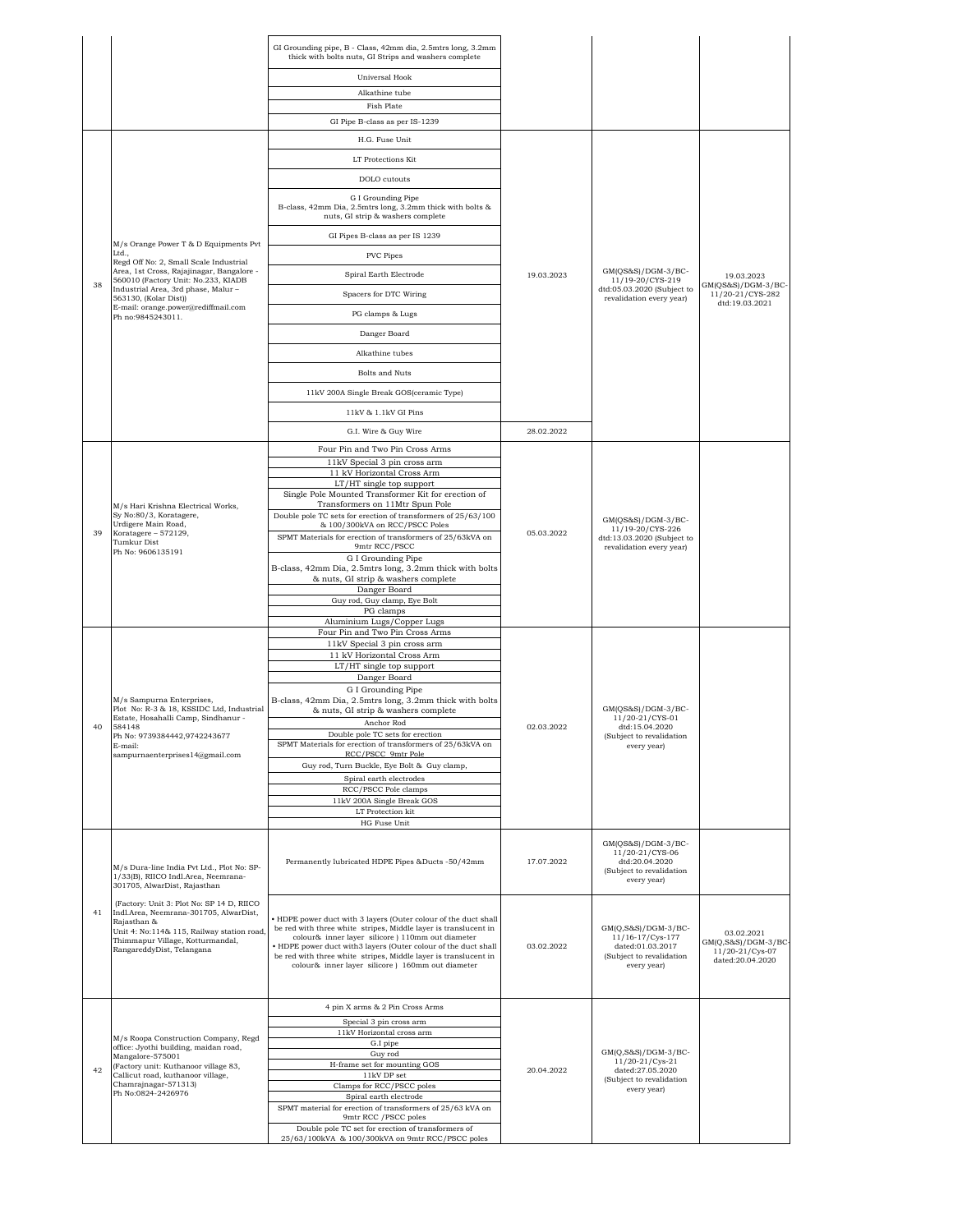| | | GI Grounding pipe, B - Class, 42mm dia, 2.5mtrs long, 3.2mm thick with bolts nuts, GI Strips and washers complete | | | |
|---|---|---|---|---|---|
| | | Universal Hook | | | |
| | | Alkathine tube | | | |
| | | Fish Plate | | | |
| | | GI Pipe B-class as per IS-1239 | | | |
| 38 | M/s Orange Power T & D Equipments Pvt Ltd., Regd Off No: 2, Small Scale Industrial Area, 1st Cross, Rajajinagar, Bangalore - 560010 (Factory Unit: No.233, KIADB Industrial Area, 3rd phase, Malur – 563130, (Kolar Dist)) E-mail: orange.power@rediffmail.com Ph no:9845243011. | H.G. Fuse Unit | 19.03.2023 | GM(QS&S)/DGM-3/BC-11/19-20/CYS-219 dtd:05.03.2020 (Subject to revalidation every year) | 19.03.2023 GM(QS&S)/DGM-3/BC-11/20-21/CYS-282 dtd:19.03.2021 |
| | | LT Protections Kit | | | |
| | | DOLO cutouts | | | |
| | | G I Grounding Pipe B-class, 42mm Dia, 2.5mtrs long, 3.2mm thick with bolts & nuts, GI strip & washers complete | | | |
| | | GI Pipes B-class as per IS 1239 | | | |
| | | PVC Pipes | | | |
| | | Spiral Earth Electrode | | | |
| | | Spacers for DTC Wiring | | | |
| | | PG clamps & Lugs | | | |
| | | Danger Board | | | |
| | | Alkathine tubes | | | |
| | | Bolts and Nuts | | | |
| | | 11kV 200A Single Break GOS(ceramic Type) | | | |
| | | 11kV & 1.1kV GI Pins | | | |
| | | G.I. Wire & Guy Wire | 28.02.2022 | | |
| 39 | M/s Hari Krishna Electrical Works, Sy No:80/3, Koratagere, Urdigere Main Road, Koratagere – 572129, Tumkur Dist Ph No: 9606135191 | Four Pin and Two Pin Cross Arms | 05.03.2022 | GM(QS&S)/DGM-3/BC-11/19-20/CYS-226 dtd:13.03.2020 (Subject to revalidation every year) | |
| | | 11kV Special 3 pin cross arm | | | |
| | | 11 kV Horizontal Cross Arm | | | |
| | | LT/HT single top support | | | |
| | | Single Pole Mounted Transformer Kit for erection of Transformers on 11Mtr Spun Pole | | | |
| | | Double pole TC sets for erection of transformers of 25/63/100 & 100/300kVA on RCC/PSCC Poles | | | |
| | | SPMT Materials for erection of transformers of 25/63kVA on 9mtr RCC/PSCC | | | |
| | | G I Grounding Pipe B-class, 42mm Dia, 2.5mtrs long, 3.2mm thick with bolts & nuts, GI strip & washers complete | | | |
| | | Danger Board | | | |
| | | Guy rod, Guy clamp, Eye Bolt | | | |
| | | PG clamps | | | |
| | | Aluminium Lugs/Copper Lugs | | | |
| 40 | M/s Sampurna Enterprises, Plot No: R-3 & 18, KSSIDC Ltd, Industrial Estate, Hosahalli Camp, Sindhanur - 584148 Ph No: 9739384442,9742243677 E-mail: sampurnaenterprises14@gmail.com | Four Pin and Two Pin Cross Arms | 02.03.2022 | GM(QS&S)/DGM-3/BC-11/20-21/CYS-01 dtd:15.04.2020 (Subject to revalidation every year) | |
| | | 11kV Special 3 pin cross arm | | | |
| | | 11 kV Horizontal Cross Arm | | | |
| | | LT/HT single top support | | | |
| | | Danger Board | | | |
| | | G I Grounding Pipe B-class, 42mm Dia, 2.5mtrs long, 3.2mm thick with bolts & nuts, GI strip & washers complete | | | |
| | | Anchor Rod | | | |
| | | Double pole TC sets for erection | | | |
| | | SPMT Materials for erection of transformers of 25/63kVA on RCC/PSCC 9mtr Pole | | | |
| | | Guy rod, Turn Buckle, Eye Bolt & Guy clamp, | | | |
| | | Spiral earth electrodes | | | |
| | | RCC/PSCC Pole clamps | | | |
| | | 11kV 200A Single Break GOS | | | |
| | | LT Protection kit | | | |
| | | HG Fuse Unit | | | |
| 41 | M/s Dura-line India Pvt Ltd., Plot No: SP-1/33(B), RIICO Indl.Area, Neemrana-301705, AlwarDist, Rajasthan (Factory: Unit 3: Plot No: SP 14 D, RIICO Indl.Area, Neemrana-301705, AlwarDist, Rajasthan & Unit 4: No:114& 115, Railway station road, Thimmapur Village, Kotturmandal, RangareddyDist, Telangana | Permanently lubricated HDPE Pipes &Ducts -50/42mm | 17.07.2022 | GM(QS&S)/DGM-3/BC-11/20-21/CYS-06 dtd:20.04.2020 (Subject to revalidation every year) | |
| | | • HDPE power duct with 3 layers (Outer colour of the duct shall be red with three white stripes, Middle layer is translucent in colour& inner layer silicore ) 110mm out diameter • HDPE power duct with3 layers (Outer colour of the duct shall be red with three white stripes, Middle layer is translucent in colour& inner layer silicore ) 160mm out diameter | 03.02.2022 | GM(Q,S&S)/DGM-3/BC-11/16-17/Cys-177 dated:01.03.2017 (Subject to revalidation every year) | 03.02.2021 GM(Q,S&S)/DGM-3/BC-11/20-21/Cys-07 dated:20.04.2020 |
| 42 | M/s Roopa Construction Company, Regd office: Jyothi building, maidan road, Mangalore-575001 (Factory unit: Kuthanoor village 83, Callicut road, kuthanoor village, Chamrajnagar-571313) Ph No:0824-2426976 | 4 pin X arms & 2 Pin Cross Arms | 20.04.2022 | GM(Q,S&S)/DGM-3/BC-11/20-21/Cys-21 dated:27.05.2020 (Subject to revalidation every year) | |
| | | Special 3 pin cross arm | | | |
| | | 11kV Horizontal cross arm | | | |
| | | G.I pipe | | | |
| | | Guy rod | | | |
| | | H-frame set for mounting GOS | | | |
| | | 11kV DP set | | | |
| | | Clamps for RCC/PSCC poles | | | |
| | | Spiral earth electrode | | | |
| | | SPMT material for erection of transformers of 25/63 kVA on 9mtr RCC /PSCC poles | | | |
| | | Double pole TC set for erection of transformers of 25/63/100kVA & 100/300kVA on 9mtr RCC/PSCC poles | | | |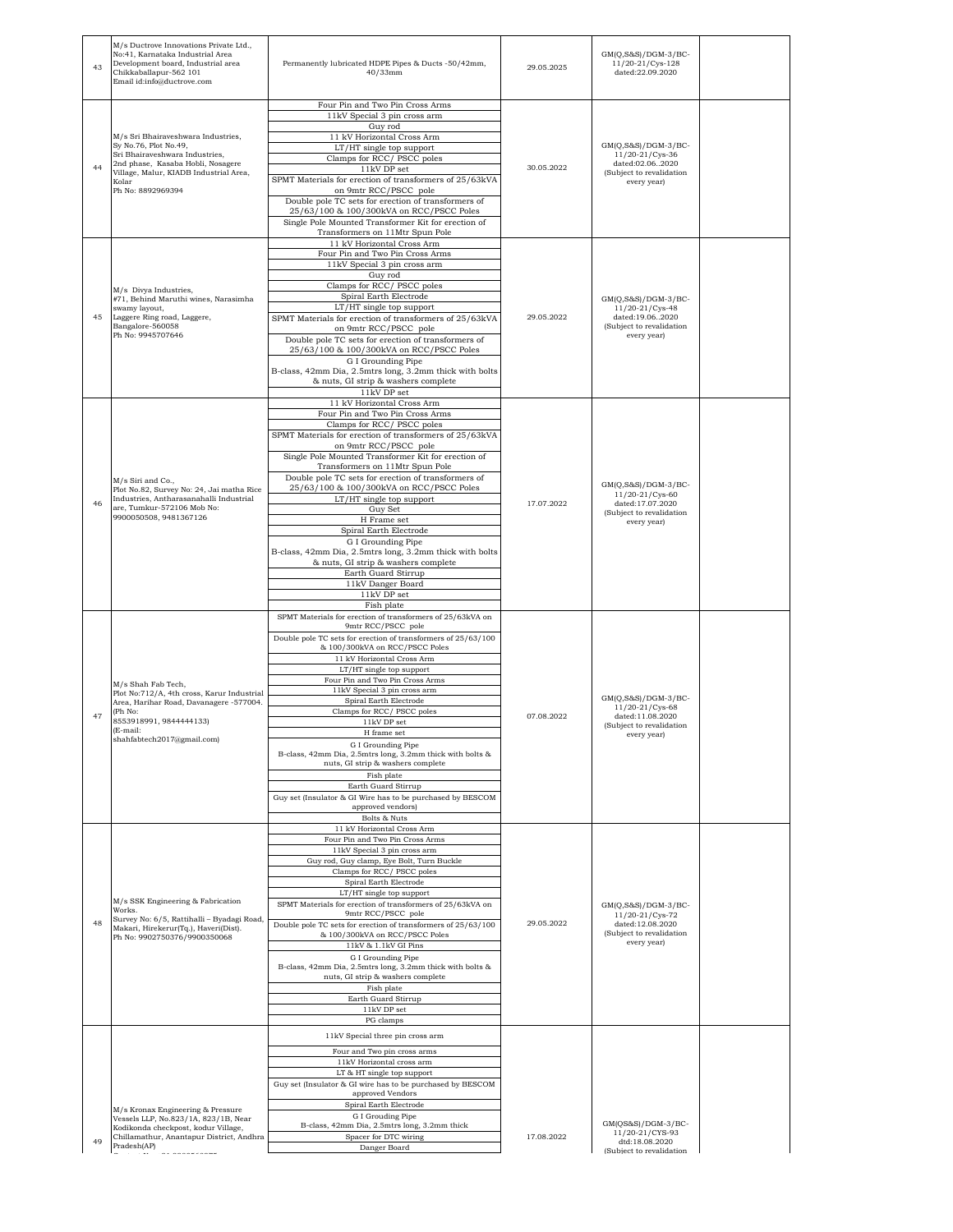| 43 | M/s Ductrove Innovations Private Ltd., No:41, Karnataka Industrial Area Development board, Industrial area Chikkaballapur-562 101 Email id:info@ductrove.com | Permanently lubricated HDPE Pipes & Ducts -50/42mm, 40/33mm | 29.05.2025 | GM(Q,S&S)/DGM-3/BC-11/20-21/Cys-128 dated:22.09.2020 | |
|---|---|---|---|---|---|
| 44 | M/s Sri Bhairaveshwara Industries, Sy No.76, Plot No.49, Sri Bhairaveshwara Industries, 2nd phase, Kasaba Hobli, Nosagere Village, Malur, KIADB Industrial Area, Kolar Ph No: 8892969394 | Four Pin and Two Pin Cross Arms<br>11kV Special 3 pin cross arm<br>Guy rod<br>11 kV Horizontal Cross Arm<br>LT/HT single top support<br>Clamps for RCC/ PSCC poles<br>11kV DP set<br>SPMT Materials for erection of transformers of 25/63kVA on 9mtr RCC/PSCC pole<br>Double pole TC sets for erection of transformers of 25/63/100 & 100/300kVA on RCC/PSCC Poles<br>Single Pole Mounted Transformer Kit for erection of Transformers on 11Mtr Spun Pole | 30.05.2022 | GM(Q,S&S)/DGM-3/BC-11/20-21/Cys-36 dated:02.06..2020 (Subject to revalidation every year) | |
| 45 | M/s Divya Industries, #71, Behind Maruthi wines, Narasimha swamy layout, Laggere Ring road, Laggere, Bangalore-560058 Ph No: 9945707646 | 11 kV Horizontal Cross Arm<br>Four Pin and Two Pin Cross Arms<br>11kV Special 3 pin cross arm<br>Guy rod<br>Clamps for RCC/ PSCC poles<br>Spiral Earth Electrode<br>LT/HT single top support<br>SPMT Materials for erection of transformers of 25/63kVA on 9mtr RCC/PSCC pole<br>Double pole TC sets for erection of transformers of 25/63/100 & 100/300kVA on RCC/PSCC Poles<br>G I Grounding Pipe B-class, 42mm Dia, 2.5mtrs long, 3.2mm thick with bolts & nuts, GI strip & washers complete<br>11kV DP set | 29.05.2022 | GM(Q,S&S)/DGM-3/BC-11/20-21/Cys-48 dated:19.06..2020 (Subject to revalidation every year) | |
| 46 | M/s Siri and Co., Plot No.82, Survey No: 24, Jai matha Rice Industries, Antharasanahalli Industrial are, Tumkur-572106 Mob No: 9900050508, 9481367126 | 11 kV Horizontal Cross Arm<br>Four Pin and Two Pin Cross Arms<br>Clamps for RCC/ PSCC poles<br>SPMT Materials for erection of transformers of 25/63kVA on 9mtr RCC/PSCC pole<br>Single Pole Mounted Transformer Kit for erection of Transformers on 11Mtr Spun Pole<br>Double pole TC sets for erection of transformers of 25/63/100 & 100/300kVA on RCC/PSCC Poles<br>LT/HT single top support<br>Guy Set<br>H Frame set<br>Spiral Earth Electrode<br>G I Grounding Pipe B-class, 42mm Dia, 2.5mtrs long, 3.2mm thick with bolts & nuts, GI strip & washers complete<br>Earth Guard Stirrup<br>11kV Danger Board<br>11kV DP set<br>Fish plate | 17.07.2022 | GM(Q,S&S)/DGM-3/BC-11/20-21/Cys-60 dated:17.07.2020 (Subject to revalidation every year) | |
| 47 | M/s Shah Fab Tech, Plot No:712/A, 4th cross, Karur Industrial Area, Harihar Road, Davanagere -577004. (Ph No: 8553918991, 9844444133) (E-mail: shahfabtech2017@gmail.com) | SPMT Materials for erection of transformers of 25/63kVA on 9mtr RCC/PSCC pole<br>Double pole TC sets for erection of transformers of 25/63/100 & 100/300kVA on RCC/PSCC Poles<br>11 kV Horizontal Cross Arm<br>LT/HT single top support<br>Four Pin and Two Pin Cross Arms<br>11kV Special 3 pin cross arm<br>Spiral Earth Electrode<br>Clamps for RCC/ PSCC poles<br>11kV DP set<br>H frame set<br>G I Grounding Pipe B-class, 42mm Dia, 2.5mtrs long, 3.2mm thick with bolts & nuts, GI strip & washers complete<br>Fish plate<br>Earth Guard Stirrup<br>Guy set (Insulator & GI Wire has to be purchased by BESCOM approved vendors)<br>Bolts & Nuts | 07.08.2022 | GM(Q,S&S)/DGM-3/BC-11/20-21/Cys-68 dated:11.08.2020 (Subject to revalidation every year) | |
| 48 | M/s SSK Engineering & Fabrication Works. Survey No: 6/5, Rattihalli – Byadagi Road, Makari, Hirekerur(Tq.), Haveri(Dist). Ph No: 9902750376/9900350068 | 11 kV Horizontal Cross Arm<br>Four Pin and Two Pin Cross Arms<br>11kV Special 3 pin cross arm<br>Guy rod, Guy clamp, Eye Bolt, Turn Buckle<br>Clamps for RCC/ PSCC poles<br>Spiral Earth Electrode<br>LT/HT single top support<br>SPMT Materials for erection of transformers of 25/63kVA on 9mtr RCC/PSCC pole<br>Double pole TC sets for erection of transformers of 25/63/100 & 100/300kVA on RCC/PSCC Poles<br>11kV & 1.1kV GI Pins<br>G I Grounding Pipe B-class, 42mm Dia, 2.5mtrs long, 3.2mm thick with bolts & nuts, GI strip & washers complete<br>Fish plate<br>Earth Guard Stirrup<br>11kV DP set<br>PG clamps | 29.05.2022 | GM(Q,S&S)/DGM-3/BC-11/20-21/Cys-72 dated:12.08.2020 (Subject to revalidation every year) | |
| 49 | M/s Kronax Engineering & Pressure Vessels LLP, No.823/1A, 823/1B, Near Kodikonda checkpost, kodur Village, Chillamathur, Anantapur District, Andhra Pradesh(AP) | 11kV Special three pin cross arm<br>Four and Two pin cross arms<br>11kV Horizontal cross arm<br>LT & HT single top support<br>Guy set (Insulator & GI wire has to be purchased by BESCOM approved Vendors<br>Spiral Earth Electrode<br>G I Grouding Pipe B-class, 42mm Dia, 2.5mtrs long, 3.2mm thick<br>Spacer for DTC wiring<br>Danger Board | 17.08.2022 | GM(QS&S)/DGM-3/BC-11/20-21/CYS-93 dtd:18.08.2020 (Subject to revalidation | |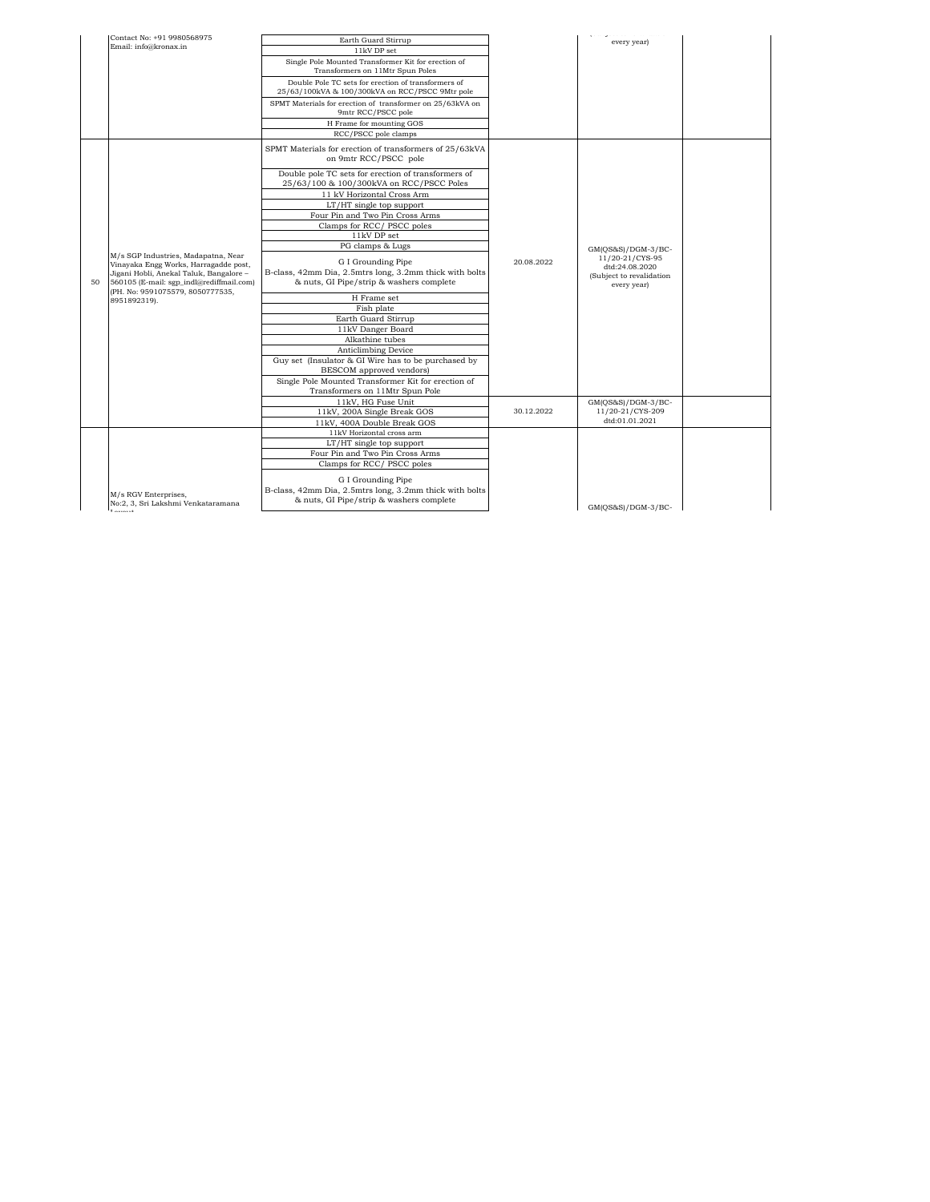| | Contact No: +91 9980568975<br>Email: info@kronax.in | Earth Guard Stirrup<br>11kV DP set<br>Single Pole Mounted Transformer Kit for erection of Transformers on 11Mtr Spun Poles<br>Double Pole TC sets for erection of transformers of 25/63/100kVA & 100/300kVA on RCC/PSCC 9Mtr pole<br>SPMT Materials for erection of transformer on 25/63kVA on 9mtr RCC/PSCC pole<br>H Frame for mounting GOS<br>RCC/PSCC pole clamps | | every year) | |
|---|---|---|---|---|---|
| 50 | M/s SGP Industries, Madapatna, Near Vinayaka Engg Works, Harragadde post, Jigani Hobli, Anekal Taluk, Bangalore – 560105 (E-mail: sgp_indl@rediffmail.com) (PH. No: 9591075579, 8050777535, 8951892319). | SPMT Materials for erection of transformers of 25/63kVA on 9mtr RCC/PSCC pole<br>Double pole TC sets for erection of transformers of 25/63/100 & 100/300kVA on RCC/PSCC Poles<br>11 kV Horizontal Cross Arm<br>LT/HT single top support<br>Four Pin and Two Pin Cross Arms<br>Clamps for RCC/ PSCC poles<br>11kV DP set<br>PG clamps & Lugs<br>G I Grounding Pipe B-class, 42mm Dia, 2.5mtrs long, 3.2mm thick with bolts & nuts, GI Pipe/strip & washers complete<br>H Frame set<br>Fish plate<br>Earth Guard Stirrup<br>11kV Danger Board<br>Alkathine tubes<br>Anticlimbing Device<br>Guy set (Insulator & GI Wire has to be purchased by BESCOM approved vendors)<br>Single Pole Mounted Transformer Kit for erection of Transformers on 11Mtr Spun Pole | 20.08.2022 | GM(QS&S)/DGM-3/BC-11/20-21/CYS-95 dtd:24.08.2020 (Subject to revalidation every year) | |
| | | 11kV, HG Fuse Unit<br>11kV, 200A Single Break GOS<br>11kV, 400A Double Break GOS | 30.12.2022 | GM(QS&S)/DGM-3/BC-11/20-21/CYS-209 dtd:01.01.2021 | |
| | M/s RGV Enterprises, No:2, 3, Sri Lakshmi Venkataramana | 11kV Horizontal cross arm<br>LT/HT single top support<br>Four Pin and Two Pin Cross Arms<br>Clamps for RCC/ PSCC poles<br>G I Grounding Pipe B-class, 42mm Dia, 2.5mtrs long, 3.2mm thick with bolts & nuts, GI Pipe/strip & washers complete | | GM(QS&S)/DGM-3/BC- | |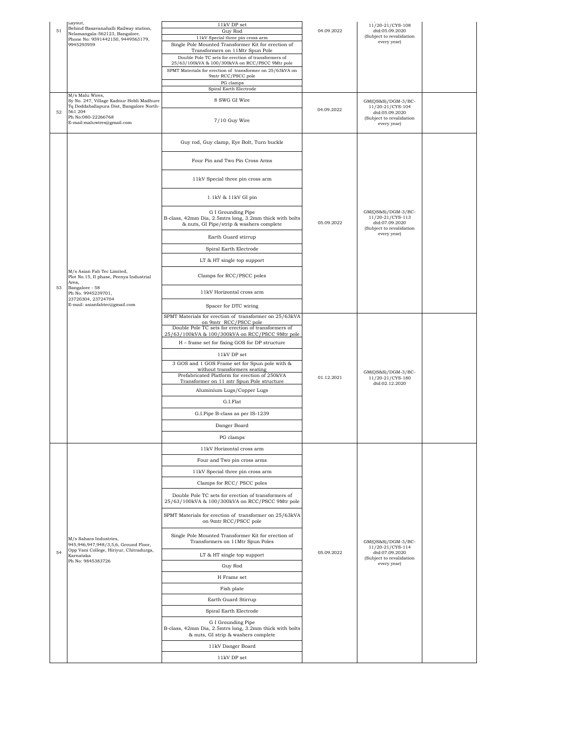| | | | | | |
|---|---|---|---|---|---|
| 51 | Layout, Behind Basavanahalli Railway station, Nelamangala-562123, Bangalore. Phone No: 9591442150, 9449563179, 9945293959 | 11kV DP set | 04.09.2022 | 11/20-21/CYS-108 dtd:05.09.2020 (Subject to revalidation every year) | |
| | | Guy Rod | | | |
| | | 11kV Special three pin cross arm | | | |
| | | Single Pole Mounted Transformer Kit for erection of Transformers on 11Mtr Spun Pole | | | |
| | | Double Pole TC sets for erection of transformers of 25/63/100kVA & 100/300kVA on RCC/PSCC 9Mtr pole | | | |
| | | SPMT Materials for erection of transformer on 25/63kVA on 9mtr RCC/PSCC pole | | | |
| | | PG clamps | | | |
| | | Spiral Earth Electrode | | | |
| 52 | M/s Malu Wires, Sy No. 247, Village Kadnur Hobli Madhure Tq Doddaballapura Dist, Bangalore North-561 204 Ph No:080-22266768 E-mail:maluwires@gmail.com | 8 SWG GI Wire | 04.09.2022 | GM(QS&S)/DGM-3/BC-11/20-21/CYS-104 dtd:05.09.2020 (Subject to revalidation every year) | |
| | | 7/10 Guy Wire | | | |
| 53 | M/s Asian Fab Tec Limited, Plot No.15, II phase, Peenya Industrial Area, Bangalore - 58 Ph No. 9945239701, 23720304, 23724704 E-mail: asianfabtec@gmail.com | Guy rod, Guy clamp, Eye Bolt, Turn buckle | 05.09.2022 | GM(QS&S)/DGM-3/BC-11/20-21/CYS-113 dtd:07.09.2020 (Subject to revalidation every year) | |
| | | Four Pin and Two Pin Cross Arms | | | |
| | | 11kV Special three pin cross arm | | | |
| | | 1.1kV & 11kV GI pin | | | |
| | | G I Grounding Pipe B-class, 42mm Dia, 2.5mtrs long, 3.2mm thick with bolts & nuts, GI Pipe/strip & washers complete | | | |
| | | Earth Guard stirrup | | | |
| | | Spiral Earth Electrode | | | |
| | | LT & HT single top support | | | |
| | | Clamps for RCC/PSCC poles | | | |
| | | 11kV Horizontal cross arm | | | |
| | | Spacer for DTC wiring | | | |
| | | SPMT Materials for erection of transformer on 25/63kVA on 9mtr RCC/PSCC pole | 01.12.2021 | GM(QS&S)/DGM-3/BC-11/20-21/CYS-180 dtd:02.12.2020 | |
| | | Double Pole TC sets for erection of transformers of 25/63/100kVA & 100/300kVA on RCC/PSCC 9Mtr pole | | | |
| | | H – frame set for fixing GOS for DP structure | | | |
| | | 11kV DP set | | | |
| | | 3 GOS and 1 GOS Frame set for Spun pole with & without transformers seating | | | |
| | | Prefabricated Platform for erection of 250kVA Transformer on 11 mtr Spun Pole structure | | | |
| | | Aluminium Lugs/Copper Lugs | | | |
| | | G.I.Flat | | | |
| | | G.I.Pipe B-class as per IS-1239 | | | |
| | | Danger Board | | | |
| | | PG clamps | | | |
| 54 | M/s Sahara Industries, 945,946,947,948/3,5,6, Ground Floor, Opp Vani College, Hiriyur, Chitradurga, Karnataka Ph No: 9845383726 | 11kV Horizontal cross arm | 05.09.2022 | GM(QS&S)/DGM-3/BC-11/20-21/CYS-114 dtd:07.09.2020 (Subject to revalidation every year) | |
| | | Four and Two pin cross arms | | | |
| | | 11kV Special three pin cross arm | | | |
| | | Clamps for RCC/ PSCC poles | | | |
| | | Double Pole TC sets for erection of transformers of 25/63/100kVA & 100/300kVA on RCC/PSCC 9Mtr pole | | | |
| | | SPMT Materials for erection of transformer on 25/63kVA on 9mtr RCC/PSCC pole | | | |
| | | Single Pole Mounted Transformer Kit for erection of Transformers on 11Mtr Spun Poles | | | |
| | | LT & HT single top support | | | |
| | | Guy Rod | | | |
| | | H Frame set | | | |
| | | Fish plate | | | |
| | | Earth Guard Stirrup | | | |
| | | Spiral Earth Electrode | | | |
| | | G I Grounding Pipe B-class, 42mm Dia, 2.5mtrs long, 3.2mm thick with bolts & nuts, GI strip & washers complete | | | |
| | | 11kV Danger Board | | | |
| | | 11kV DP set | | | |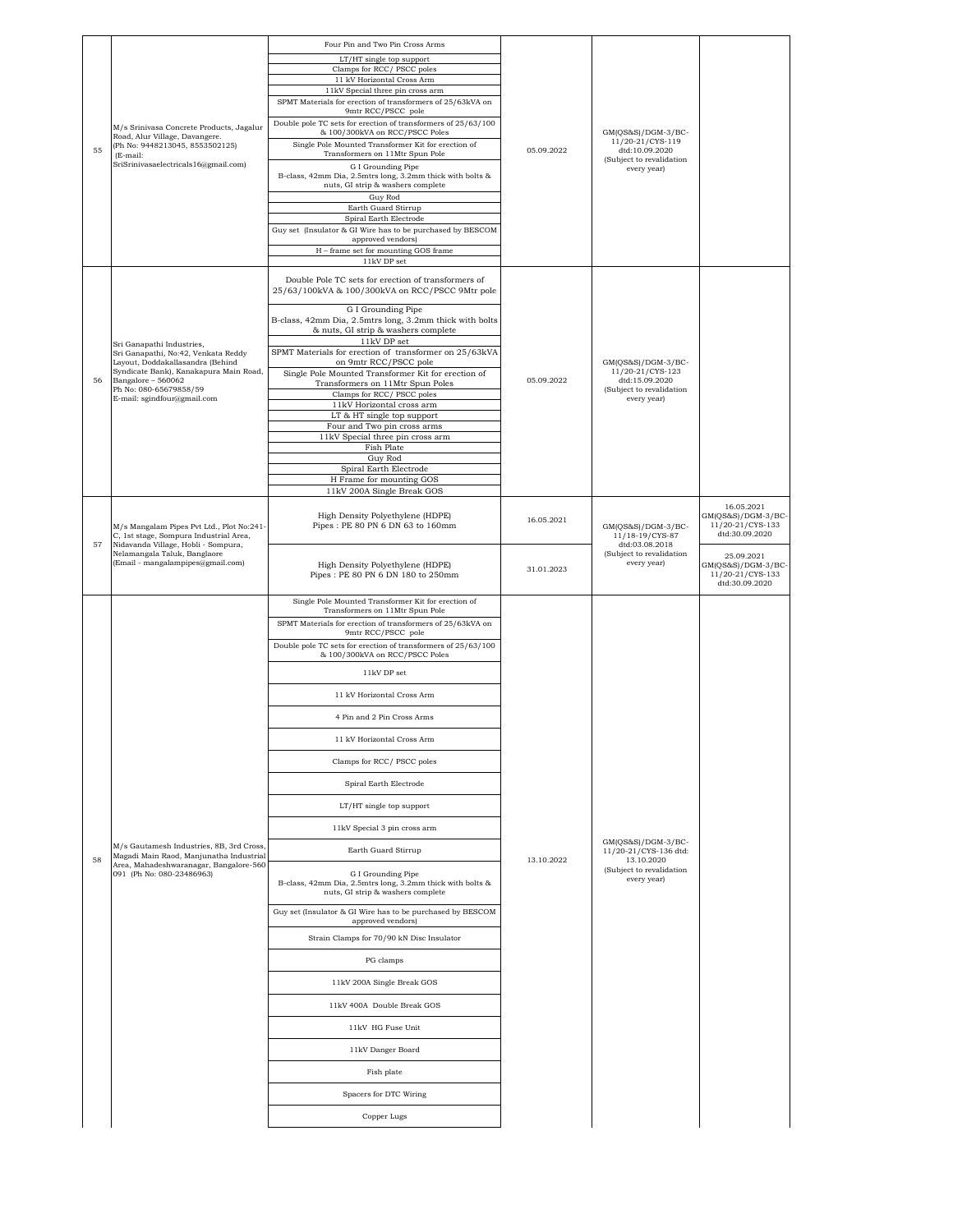| | | | | | |
|---|---|---|---|---|---|
| 55 | M/s Srinivasa Concrete Products, Jagalur Road, Alur Village, Davangere. (Ph No: 9448213045, 8553502125) (E-mail: SriSrinivasaelectricals16@gmail.com) | Four Pin and Two Pin Cross Arms<br>LT/HT single top support<br>Clamps for RCC/ PSCC poles<br>11 kV Horizontal Cross Arm<br>11kV Special three pin cross arm<br>SPMT Materials for erection of transformers of 25/63kVA on 9mtr RCC/PSCC pole<br>Double pole TC sets for erection of transformers of 25/63/100 & 100/300kVA on RCC/PSCC Poles<br>Single Pole Mounted Transformer Kit for erection of Transformers on 11Mtr Spun Pole<br>G I Grounding Pipe B-class, 42mm Dia, 2.5mtrs long, 3.2mm thick with bolts & nuts, GI strip & washers complete<br>Guy Rod<br>Earth Guard Stirrup<br>Spiral Earth Electrode<br>Guy set (Insulator & GI Wire has to be purchased by BESCOM approved vendors)<br>H – frame set for mounting GOS frame<br>11kV DP set | 05.09.2022 | GM(QS&S)/DGM-3/BC-11/20-21/CYS-119 dtd:10.09.2020 (Subject to revalidation every year) | |
| 56 | Sri Ganapathi Industries, Sri Ganapathi, No:42, Venkata Reddy Layout, Doddakallasandra (Behind Syndicate Bank), Kanakapura Main Road, Bangalore – 560062 Ph No: 080-65679858/59 E-mail: sgindfour@gmail.com | Double Pole TC sets for erection of transformers of 25/63/100kVA & 100/300kVA on RCC/PSCC 9Mtr pole<br>G I Grounding Pipe B-class, 42mm Dia, 2.5mtrs long, 3.2mm thick with bolts & nuts, GI strip & washers complete<br>11kV DP set<br>SPMT Materials for erection of transformer on 25/63kVA on 9mtr RCC/PSCC pole<br>Single Pole Mounted Transformer Kit for erection of Transformers on 11Mtr Spun Poles<br>Clamps for RCC/ PSCC poles<br>11kV Horizontal cross arm<br>LT & HT single top support<br>Four and Two pin cross arms<br>11kV Special three pin cross arm<br>Fish Plate<br>Guy Rod<br>Spiral Earth Electrode<br>H Frame for mounting GOS<br>11kV 200A Single Break GOS | 05.09.2022 | GM(QS&S)/DGM-3/BC-11/20-21/CYS-123 dtd:15.09.2020 (Subject to revalidation every year) | |
| 57 | M/s Mangalam Pipes Pvt Ltd., Plot No:241-C, 1st stage, Sompura Industrial Area, Nidavanda Village, Hobli - Sompura, Nelamangala Taluk, Banglaore (Email - mangalampipes@gmail.com) | High Density Polyethylene (HDPE) Pipes : PE 80 PN 6 DN 63 to 160mm | 16.05.2021 | GM(QS&S)/DGM-3/BC-11/18-19/CYS-87 dtd:03.08.2018 (Subject to revalidation every year) | 16.05.2021 GM(QS&S)/DGM-3/BC-11/20-21/CYS-133 dtd:30.09.2020 |
| | | High Density Polyethylene (HDPE) Pipes : PE 80 PN 6 DN 180 to 250mm | 31.01.2023 | | 25.09.2021 GM(QS&S)/DGM-3/BC-11/20-21/CYS-133 dtd:30.09.2020 |
| 58 | M/s Gautamesh Industries, 8B, 3rd Cross, Magadi Main Raod, Manjunatha Industrial Area, Mahadeshwaranagar, Bangalore-560 091 (Ph No: 080-23486963) | Single Pole Mounted Transformer Kit for erection of Transformers on 11Mtr Spun Pole<br>SPMT Materials for erection of transformers of 25/63kVA on 9mtr RCC/PSCC pole<br>Double pole TC sets for erection of transformers of 25/63/100 & 100/300kVA on RCC/PSCC Poles<br>11kV DP set<br>11 kV Horizontal Cross Arm<br>4 Pin and 2 Pin Cross Arms<br>11 kV Horizontal Cross Arm<br>Clamps for RCC/ PSCC poles<br>Spiral Earth Electrode<br>LT/HT single top support<br>11kV Special 3 pin cross arm<br>Earth Guard Stirrup<br>G I Grounding Pipe B-class, 42mm Dia, 2.5mtrs long, 3.2mm thick with bolts & nuts, GI strip & washers complete<br>Guy set (Insulator & GI Wire has to be purchased by BESCOM approved vendors)<br>Strain Clamps for 70/90 kN Disc Insulator<br>PG clamps<br>11kV 200A Single Break GOS<br>11kV 400A Double Break GOS<br>11kV HG Fuse Unit<br>11kV Danger Board<br>Fish plate<br>Spacers for DTC Wiring<br>Copper Lugs | 13.10.2022 | GM(QS&S)/DGM-3/BC-11/20-21/CYS-136 dtd: 13.10.2020 (Subject to revalidation every year) | |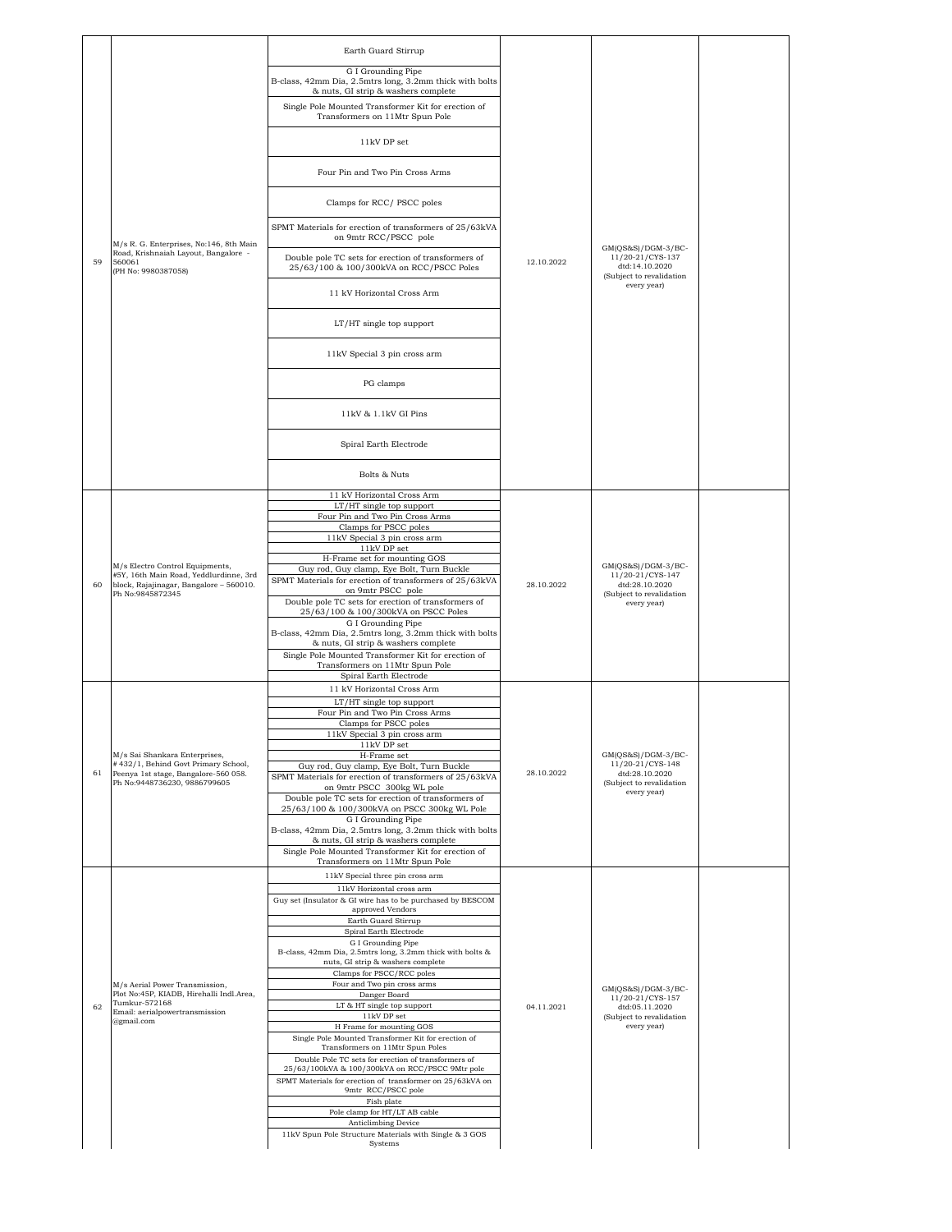| 59 | M/s R. G. Enterprises, No:146, 8th Main Road, Krishnaiah Layout, Bangalore - 560061<br>(PH No: 9980387058) | Earth Guard Stirrup<br>G I Grounding Pipe B-class, 42mm Dia, 2.5mtrs long, 3.2mm thick with bolts & nuts, GI strip & washers complete<br>Single Pole Mounted Transformer Kit for erection of Transformers on 11Mtr Spun Pole<br>11kV DP set<br>Four Pin and Two Pin Cross Arms<br>Clamps for RCC/ PSCC poles<br>SPMT Materials for erection of transformers of 25/63kVA on 9mtr RCC/PSCC pole<br>Double pole TC sets for erection of transformers of 25/63/100 & 100/300kVA on RCC/PSCC Poles<br>11 kV Horizontal Cross Arm<br>LT/HT single top support<br>11kV Special 3 pin cross arm<br>PG clamps<br>11kV & 1.1kV GI Pins<br>Spiral Earth Electrode<br>Bolts & Nuts | 12.10.2022 | GM(QS&S)/DGM-3/BC-11/20-21/CYS-137 dtd:14.10.2020 (Subject to revalidation every year) | |
|---|---|---|---|---|---|
| 60 | M/s Electro Control Equipments, #5Y, 16th Main Road, Yeddlurdinne, 3rd block, Rajajinagar, Bangalore – 560010. Ph No:9845872345 | 11 kV Horizontal Cross Arm<br>LT/HT single top support<br>Four Pin and Two Pin Cross Arms<br>Clamps for PSCC poles<br>11kV Special 3 pin cross arm<br>11kV DP set<br>H-Frame set for mounting GOS<br>Guy rod, Guy clamp, Eye Bolt, Turn Buckle<br>SPMT Materials for erection of transformers of 25/63kVA on 9mtr PSCC pole<br>Double pole TC sets for erection of transformers of 25/63/100 & 100/300kVA on PSCC Poles<br>G I Grounding Pipe B-class, 42mm Dia, 2.5mtrs long, 3.2mm thick with bolts & nuts, GI strip & washers complete<br>Single Pole Mounted Transformer Kit for erection of Transformers on 11Mtr Spun Pole<br>Spiral Earth Electrode | 28.10.2022 | GM(QS&S)/DGM-3/BC-11/20-21/CYS-147 dtd:28.10.2020 (Subject to revalidation every year) | |
| 61 | M/s Sai Shankara Enterprises, #432/1, Behind Govt Primary School, Peenya 1st stage, Bangalore-560 058. Ph No:9448736230, 9886799605 | 11 kV Horizontal Cross Arm<br>LT/HT single top support<br>Four Pin and Two Pin Cross Arms<br>Clamps for PSCC poles<br>11kV Special 3 pin cross arm<br>11kV DP set<br>H-Frame set<br>Guy rod, Guy clamp, Eye Bolt, Turn Buckle<br>SPMT Materials for erection of transformers of 25/63kVA on 9mtr PSCC 300kg WL pole<br>Double pole TC sets for erection of transformers of 25/63/100 & 100/300kVA on PSCC 300kg WL Pole<br>G I Grounding Pipe B-class, 42mm Dia, 2.5mtrs long, 3.2mm thick with bolts & nuts, GI strip & washers complete<br>Single Pole Mounted Transformer Kit for erection of Transformers on 11Mtr Spun Pole | 28.10.2022 | GM(QS&S)/DGM-3/BC-11/20-21/CYS-148 dtd:28.10.2020 (Subject to revalidation every year) | |
| 62 | M/s Aerial Power Transmission, Plot No:45P, KIADB, Hirehalli Indl.Area, Tumkur-572168<br>Email: aerialpowertransmission @gmail.com | 11kV Special three pin cross arm<br>11kV Horizontal cross arm<br>Guy set (Insulator & GI wire has to be purchased by BESCOM approved Vendors<br>Earth Guard Stirrup<br>Spiral Earth Electrode<br>G I Grounding Pipe B-class, 42mm Dia, 2.5mtrs long, 3.2mm thick with bolts & nuts, GI strip & washers complete<br>Clamps for PSCC/RCC poles<br>Four and Two pin cross arms<br>Danger Board<br>LT & HT single top support<br>11kV DP set<br>H Frame for mounting GOS<br>Single Pole Mounted Transformer Kit for erection of Transformers on 11Mtr Spun Poles<br>Double Pole TC sets for erection of transformers of 25/63/100kVA & 100/300kVA on RCC/PSCC 9Mtr pole<br>SPMT Materials for erection of transformer on 25/63kVA on 9mtr RCC/PSCC pole<br>Fish plate<br>Pole clamp for HT/LT AB cable<br>Anticlimbing Device<br>11kV Spun Pole Structure Materials with Single & 3 GOS Systems | 04.11.2021 | GM(QS&S)/DGM-3/BC-11/20-21/CYS-157 dtd:05.11.2020 (Subject to revalidation every year) | |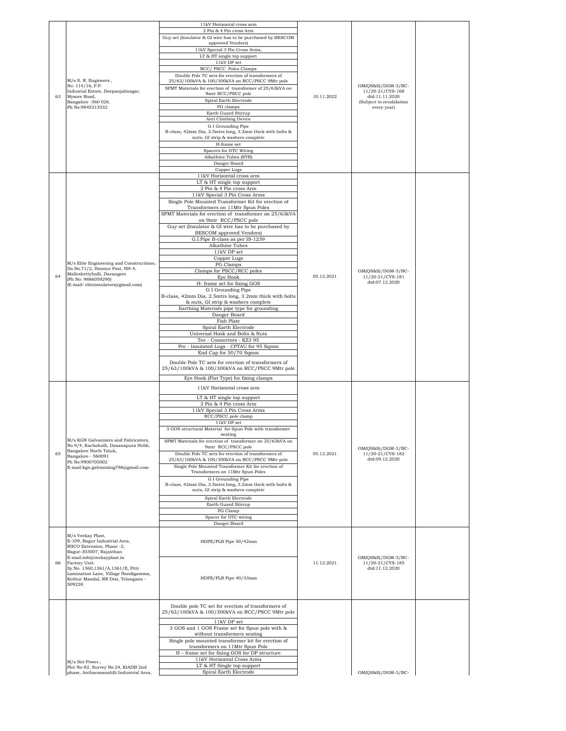| 63 | M/s S. R. Engineers., No: 114/16, P.P. Indusrial Estate, Deepanjalinagar, Mysore Road, Bangalore -560 026. Ph No:9845313532 | 11kV Horizontal cross arm<br>2 Pin & 4 Pin cross Arm<br>Guy set (Insulator & GI wire has to be purchased by BESCOM approved Vendors)<br>11kV Special 3 Pin Cross Arms,<br>LT & HT single top support<br>11kV DP set<br>RCC/ PSCC Poles Clamps<br>Double Pole TC sets for erection of transformers of 25/63/100kVA & 100/300kVA on RCC/PSCC 9Mtr pole<br>SPMT Materials for erection of transformer of 25/63kVA on 9mtr RCC/PSCC pole<br>Spiral Earth Electrode<br>PG clamps<br>Earth Guard Stirrup<br>Anti Climbing Device<br>G I Grounding Pipe B-class, 42mm Dia, 2.5mtrs long, 3.2mm thick with bolts & nuts, GI strip & washers complete<br>H-frame set<br>Spacers for DTC Wiring<br>Alkathine Tubes (RYB)<br>Danger Board<br>Copper Lugs | 10.11.2022 | GM(QS&S)/DGM-3/BC-11/20-21/CYS-168 dtd:11.11.2020 (Subject to revalidation every year) | |
|---|---|---|---|---|---|
| 64 | M/s Elite Engineering and Constructions, Do.No.71/2, Honnur Post, NH-4, Malleshettyhalli, Davangere (Ph No: 9886059290) (E-mail: eliteinsulators@gmail.com) | 11kV Horizontal cross arm<br>LT & HT single top support<br>2 Pin & 4 Pin cross Arm<br>11kV Special 3 Pin Cross Arms<br>Single Pole Mounted Transformer Kit for erection of Transformers on 11Mtr Spun Poles<br>SPMT Materials for erection of transformer on 25/63kVA on 9mtr RCC/PSCC pole<br>Guy set (Insulator & GI wire has to be purchased by BESCOM approved Vendors)<br>G.I.Pipe B-class as per IS-1239<br>Alkathine Tubes<br>11kV DP set<br>Copper Lugs<br>PG Clamps<br>Clamps for PSCC/RCC poles<br>Eye Hook<br>H- frame set for fixing GOS<br>G I Grounding Pipe B-class, 42mm Dia, 2.5mtrs long, 3.2mm thick with bolts & nuts, GI strip & washers complete<br>Earthing Materials pipe type for grounding<br>Danger Board<br>Fish Plate<br>Spiral Earth Electrode<br>Universal Hook and Bolts & Nuts<br>Tee - Connectors - KZ3 95<br>Pre - Insulated Lugs - CPTAU for 95 Sqmm<br>End Cap for 50/70 Sqmm<br>Double Pole TC sets for erection of transformers of 25/63/100kVA & 100/300kVA on RCC/PSCC 9Mtr pole<br>Eye Hook (Flat Type) for fixing clamps | 05.12.2021 | GM(QS&S)/DGM-3/BC-11/20-21/CYS-181 dtd:07.12.2020 | |
| 65 | M/s KGN Galvanizers and Fabricators, No.9/4, Kachohalli, Dasanapura Hobli, Bangalore North Taluk, Bangalore - 560091 Ph No:9900705002 E-mail:kgn.galvanizing786@gmail.com | 11kV Horizontal cross arm<br>LT & HT single top support<br>2 Pin & 4 Pin cross Arm<br>11kV Special 3 Pin Cross Arms<br>RCC/PSCC pole clamp<br>11kV DP set<br>3 GOS structural Material for Spun Pole with transformer seating<br>SPMT Materials for erection of transformer on 25/63kVA on 9mtr RCC/PSCC pole<br>Double Pole TC sets for erection of transformers of 25/63/100kVA & 100/300kVA on RCC/PSCC 9Mtr pole<br>Single Pole Mounted Transformer Kit for erection of Transformers on 11Mtr Spun Poles<br>G I Grounding Pipe B-class, 42mm Dia, 2.5mtrs long, 3.2mm thick with bolts & nuts, GI strip & washers complete<br>Spiral Earth Electrode<br>Earth Guard Stirrup<br>PG Clamp<br>Spacer for DTC wiring<br>Danger Board | 05.12.2021 | GM(QS&S)/DGM-3/BC-11/20-21/CYS-182 dtd:09.12.2020 | |
| 66 | M/s Veekay Plast, E-109, Bagur Industrial Area, RIICO Extension, Phase -2, Bagur-303007, Rajasthan E-mail:info@veekayplast.in Factory Unit: Sy.No. 1360,1361/A,1361/E, Pitti Lamination Lane, Village Nandigamma, Kothur Mandal, RR Dist, Telangana - 509228 | HDPE/PLB Pipe 50/42mm<br>HDPE/PLB Pipe 40/33mm | 11.12.2021 | GM(QS&S)/DGM-3/BC-11/20-21/CYS-185 dtd:11.12.2020 | |
| | M/s Siri Power., Plot No-82, Survey No:24, KIADB 2nd phase, Antharasanahlli Industrial Area, | Double pole TC set for erection of transformers of 25/63/100kVA & 100/300kVA on RCC/PSCC 9Mtr pole<br>11kV DP set<br>3 GOS and 1 GOS Frame set for Spun pole with & without transformers seating<br>Single pole mounted transformer kit for erection of transformers on 11Mtr Spun Pole<br>H – frame set for fixing GOS for DP structure<br>11kV Horizontal Cross Arms<br>LT & HT Single top support<br>Spiral Earth Electrode | | GM(QS&S)/DGM-3/BC- | |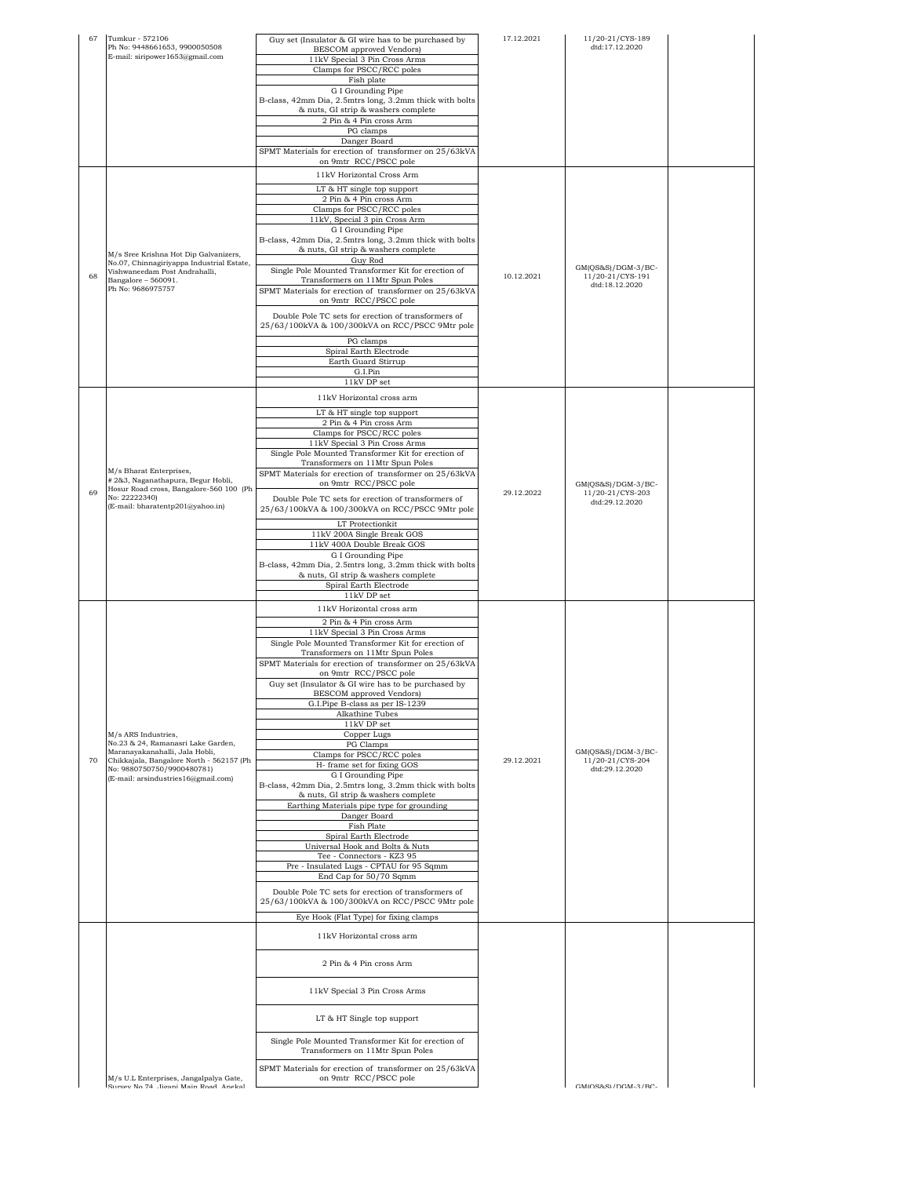| 67 | Tumkur - 572106<br>Ph No: 9448661653, 9900050508<br>E-mail: siripower1653@gmail.com | Guy set (Insulator & GI wire has to be purchased by BESCOM approved Vendors)<br>11kV Special 3 Pin Cross Arms<br>Clamps for PSCC/RCC poles<br>Fish plate<br>G I Grounding Pipe<br>B-class, 42mm Dia, 2.5mtrs long, 3.2mm thick with bolts & nuts, GI strip & washers complete<br>2 Pin & 4 Pin cross Arm<br>PG clamps<br>Danger Board<br>SPMT Materials for erection of transformer on 25/63kVA on 9mtr RCC/PSCC pole | 17.12.2021 | 11/20-21/CYS-189<br>dtd:17.12.2020 | |
|---|---|---|---|---|---|
| 68 | M/s Sree Krishna Hot Dip Galvanizers,<br>No.07, Chinnagiriyappa Industrial Estate,<br>Vishwaneedam Post Andrahalli,<br>Bangalore – 560091.<br>Ph No: 9686975757 | 11kV Horizontal Cross Arm<br>LT & HT single top support<br>2 Pin & 4 Pin cross Arm<br>Clamps for PSCC/RCC poles<br>11kV, Special 3 pin Cross Arm<br>G I Grounding Pipe<br>B-class, 42mm Dia, 2.5mtrs long, 3.2mm thick with bolts & nuts, GI strip & washers complete<br>Guy Rod<br>Single Pole Mounted Transformer Kit for erection of Transformers on 11Mtr Spun Poles<br>SPMT Materials for erection of transformer on 25/63kVA on 9mtr RCC/PSCC pole<br>Double Pole TC sets for erection of transformers of 25/63/100kVA & 100/300kVA on RCC/PSCC 9Mtr pole<br>PG clamps<br>Spiral Earth Electrode<br>Earth Guard Stirrup<br>G.I.Pin<br>11kV DP set | 10.12.2021 | GM(QS&S)/DGM-3/BC-11/20-21/CYS-191<br>dtd:18.12.2020 | |
| 69 | M/s Bharat Enterprises,<br># 2&3, Naganathapura, Begur Hobli,<br>Hosur Road cross, Bangalore-560 100 (Ph No: 22222340)<br>(E-mail: bharatentp201@yahoo.in) | 11kV Horizontal cross arm<br>LT & HT single top support<br>2 Pin & 4 Pin cross Arm<br>Clamps for PSCC/RCC poles<br>11kV Special 3 Pin Cross Arms<br>Single Pole Mounted Transformer Kit for erection of Transformers on 11Mtr Spun Poles<br>SPMT Materials for erection of transformer on 25/63kVA on 9mtr RCC/PSCC pole<br>Double Pole TC sets for erection of transformers of 25/63/100kVA & 100/300kVA on RCC/PSCC 9Mtr pole<br>LT Protectionkit<br>11kV 200A Single Break GOS<br>11kV 400A Double Break GOS<br>G I Grounding Pipe<br>B-class, 42mm Dia, 2.5mtrs long, 3.2mm thick with bolts & nuts, GI strip & washers complete<br>Spiral Earth Electrode<br>11kV DP set | 29.12.2022 | GM(QS&S)/DGM-3/BC-11/20-21/CYS-203<br>dtd:29.12.2020 | |
| 70 | M/s ARS Industries,<br>No.23 & 24, Ramanasri Lake Garden,<br>Maranayakanahalli, Jala Hobli,<br>Chikkajala, Bangalore North - 562157 (Ph No: 9880750750/9900480781)<br>(E-mail: arsindustries16@gmail.com) | 11kV Horizontal cross arm<br>2 Pin & 4 Pin cross Arm<br>11kV Special 3 Pin Cross Arms<br>Single Pole Mounted Transformer Kit for erection of Transformers on 11Mtr Spun Poles<br>SPMT Materials for erection of transformer on 25/63kVA on 9mtr RCC/PSCC pole<br>Guy set (Insulator & GI wire has to be purchased by BESCOM approved Vendors)<br>G.I.Pipe B-class as per IS-1239<br>Alkathine Tubes<br>11kV DP set<br>Copper Lugs<br>PG Clamps<br>Clamps for PSCC/RCC poles<br>H- frame set for fixing GOS<br>G I Grounding Pipe<br>B-class, 42mm Dia, 2.5mtrs long, 3.2mm thick with bolts & nuts, GI strip & washers complete<br>Earthing Materials pipe type for grounding<br>Danger Board<br>Fish Plate<br>Spiral Earth Electrode<br>Universal Hook and Bolts & Nuts<br>Tee - Connectors - KZ3 95<br>Pre - Insulated Lugs - CPTAU for 95 Sqmm<br>End Cap for 50/70 Sqmm<br>Double Pole TC sets for erection of transformers of 25/63/100kVA & 100/300kVA on RCC/PSCC 9Mtr pole<br>Eye Hook (Flat Type) for fixing clamps | 29.12.2021 | GM(QS&S)/DGM-3/BC-11/20-21/CYS-204<br>dtd:29.12.2020 | |
| | M/s U.L Enterprises, Jangalpalya Gate,<br>Survey No 74, Jigani Main Road, Anekal | 11kV Horizontal cross arm<br>2 Pin & 4 Pin cross Arm<br>11kV Special 3 Pin Cross Arms<br>LT & HT Single top support<br>Single Pole Mounted Transformer Kit for erection of Transformers on 11Mtr Spun Poles<br>SPMT Materials for erection of transformer on 25/63kVA on 9mtr RCC/PSCC pole | | GM(QS&S)/DGM-3/BC- | |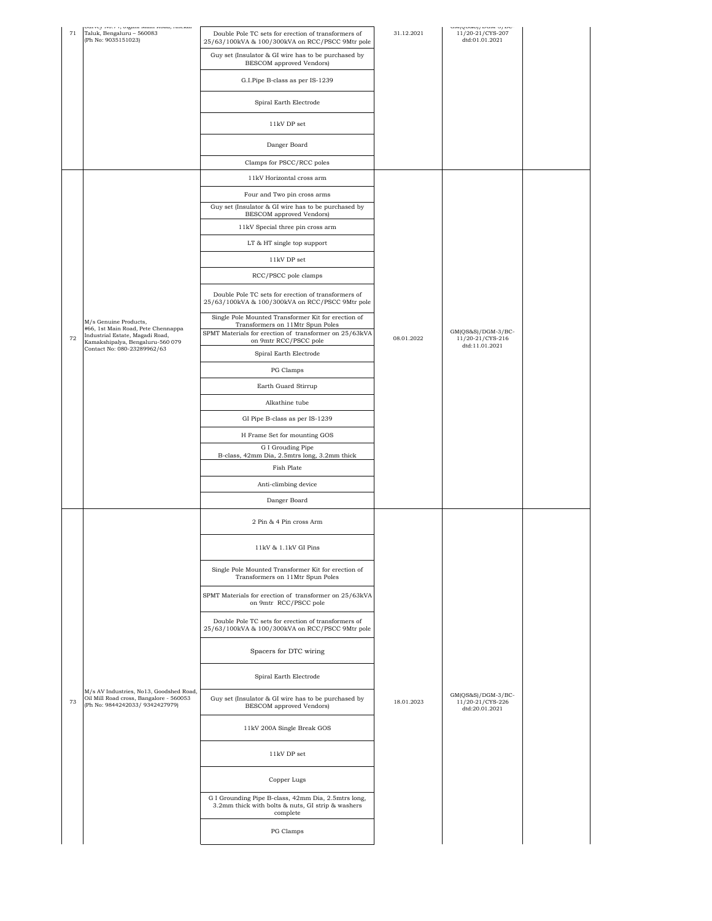| 71 | Survey No.74, Bigani Main Road, Anekal Taluk, Bengaluru – 560083 (Ph No: 9035151023) | Double Pole TC sets for erection of transformers of 25/63/100kVA & 100/300kVA on RCC/PSCC 9Mtr pole | 31.12.2021 | GM(QS&S)/DGM-3/BC-11/20-21/CYS-207 dtd:01.01.2021 | |
|---|---|---|---|---|---|
| | | Guy set (Insulator & GI wire has to be purchased by BESCOM approved Vendors) | | | |
| | | G.I.Pipe B-class as per IS-1239 | | | |
| | | Spiral Earth Electrode | | | |
| | | 11kV DP set | | | |
| | | Danger Board | | | |
| | | Clamps for PSCC/RCC poles | | | |
| 72 | M/s Genuine Products, #66, 1st Main Road, Pete Chennappa Industrial Estate, Magadi Road, Kamakshipalya, Bengaluru-560 079 Contact No: 080-23289962/63 | 11kV Horizontal cross arm | 08.01.2022 | GM(QS&S)/DGM-3/BC-11/20-21/CYS-216 dtd:11.01.2021 | |
| | | Four and Two pin cross arms | | | |
| | | Guy set (Insulator & GI wire has to be purchased by BESCOM approved Vendors) | | | |
| | | 11kV Special three pin cross arm | | | |
| | | LT & HT single top support | | | |
| | | 11kV DP set | | | |
| | | RCC/PSCC pole clamps | | | |
| | | Double Pole TC sets for erection of transformers of 25/63/100kVA & 100/300kVA on RCC/PSCC 9Mtr pole | | | |
| | | Single Pole Mounted Transformer Kit for erection of Transformers on 11Mtr Spun Poles | | | |
| | | SPMT Materials for erection of transformer on 25/63kVA on 9mtr RCC/PSCC pole | | | |
| | | Spiral Earth Electrode | | | |
| | | PG Clamps | | | |
| | | Earth Guard Stirrup | | | |
| | | Alkathine tube | | | |
| | | GI Pipe B-class as per IS-1239 | | | |
| | | H Frame Set for mounting GOS | | | |
| | | G I Grouding Pipe B-class, 42mm Dia, 2.5mtrs long, 3.2mm thick | | | |
| | | Fish Plate | | | |
| | | Anti-climbing device | | | |
| | | Danger Board | | | |
| 73 | M/s AV Industries, No13, Goodshed Road, Oil Mill Road cross, Bangalore - 560053 (Ph No: 9844242033/ 9342427979) | 2 Pin & 4 Pin cross Arm | 18.01.2023 | GM(QS&S)/DGM-3/BC-11/20-21/CYS-226 dtd:20.01.2021 | |
| | | 11kV & 1.1kV GI Pins | | | |
| | | Single Pole Mounted Transformer Kit for erection of Transformers on 11Mtr Spun Poles | | | |
| | | SPMT Materials for erection of transformer on 25/63kVA on 9mtr RCC/PSCC pole | | | |
| | | Double Pole TC sets for erection of transformers of 25/63/100kVA & 100/300kVA on RCC/PSCC 9Mtr pole | | | |
| | | Spacers for DTC wiring | | | |
| | | Spiral Earth Electrode | | | |
| | | Guy set (Insulator & GI wire has to be purchased by BESCOM approved Vendors) | | | |
| | | 11kV 200A Single Break GOS | | | |
| | | 11kV DP set | | | |
| | | Copper Lugs | | | |
| | | G I Grounding Pipe B-class, 42mm Dia, 2.5mtrs long, 3.2mm thick with bolts & nuts, GI strip & washers complete | | | |
| | | PG Clamps | | | |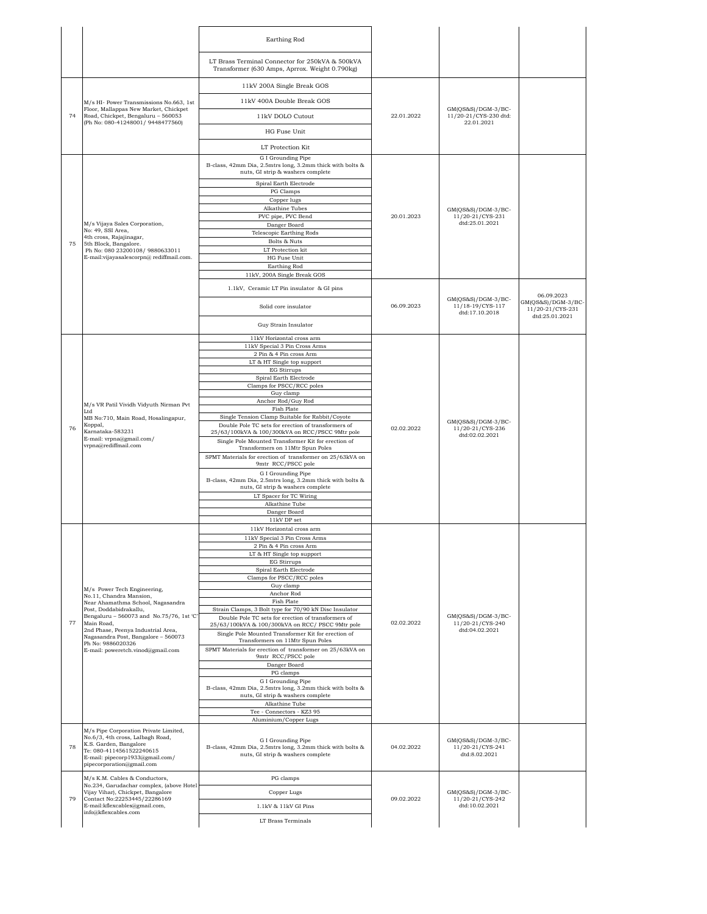| | | Earthing Rod | | | |
|---|---|---|---|---|---|
| | | LT Brass Terminal Connector for 250kVA & 500kVA Transformer (630 Amps, Aprrox. Weight 0.790kg) | | | |
| 74 | M/s HI- Power Transmissions No.663, 1st Floor, Mallappas New Market, Chickpet Road, Chickpet, Bengaluru – 560053 (Ph No: 080-41248001/ 9448477560) | 11kV 200A Single Break GOS<br>11kV 400A Double Break GOS<br>11kV DOLO Cutout<br>HG Fuse Unit<br>LT Protection Kit | 22.01.2022 | GM(QS&S)/DGM-3/BC-11/20-21/CYS-230 dtd: 22.01.2021 | |
| 75 | M/s Vijaya Sales Corporation, No: 49, SSI Area, 4th cross, Rajajinagar, 5th Block, Bangalore. Ph No: 080 23200108/ 9880633011 E-mail:vijayasalescorpn@ rediffmail.com. | G I Grounding Pipe B-class, 42mm Dia, 2.5mtrs long, 3.2mm thick with bolts & nuts, GI strip & washers complete<br>Spiral Earth Electrode<br>PG Clamps<br>Copper lugs<br>Alkathine Tubes<br>PVC pipe, PVC Bend<br>Danger Board<br>Telescopic Earthing Rods<br>Bolts & Nuts<br>LT Protection kit<br>HG Fuse Unit<br>Earthing Rod<br>11kV, 200A Single Break GOS | 20.01.2023 | GM(QS&S)/DGM-3/BC-11/20-21/CYS-231 dtd:25.01.2021 | |
| | | 1.1kV, Ceramic LT Pin insulator & GI pins<br>Solid core insulator<br>Guy Strain Insulator | 06.09.2023 | GM(QS&S)/DGM-3/BC-11/18-19/CYS-117 dtd:17.10.2018 | 06.09.2023 GM(QS&S)/DGM-3/BC-11/20-21/CYS-231 dtd:25.01.2021 |
| 76 | M/s VR Patil Vividh Vidyuth Nirman Pvt Ltd MB No:710, Main Road, Hosalingapur, Koppal, Karnataka-583231 E-mail: vrpna@gmail.com/ vrpna@rediffmail.com | 11kV Horizontal cross arm<br>11kV Special 3 Pin Cross Arms<br>2 Pin & 4 Pin cross Arm<br>LT & HT Single top support<br>EG Stirrups<br>Spiral Earth Electrode<br>Clamps for PSCC/RCC poles<br>Guy clamp<br>Anchor Rod/Guy Rod<br>Fish Plate<br>Single Tension Clamp Suitable for Rabbit/Coyote<br>Double Pole TC sets for erection of transformers of 25/63/100kVA & 100/300kVA on RCC/PSCC 9Mtr pole<br>Single Pole Mounted Transformer Kit for erection of Transformers on 11Mtr Spun Poles<br>SPMT Materials for erection of transformer on 25/63kVA on 9mtr RCC/PSCC pole<br>G I Grounding Pipe B-class, 42mm Dia, 2.5mtrs long, 3.2mm thick with bolts & nuts, GI strip & washers complete<br>LT Spacer for TC Wiring<br>Alkathine Tube<br>Danger Board<br>11kV DP set | 02.02.2022 | GM(QS&S)/DGM-3/BC-11/20-21/CYS-236 dtd:02.02.2021 | |
| 77 | M/s Power Tech Engineering, No.11, Chandra Mansion, Near Ahamathma School, Nagasandra Post, Doddabidrakallu, Bengaluru – 560073 and No.75/76, 1st 'C' Main Road, 2nd Phase, Peenya Industrial Area, Nagasandra Post, Bangalore – 560073 Ph No: 9886020326 E-mail: poweretch.vinod@gmail.com | 11kV Horizontal cross arm<br>11kV Special 3 Pin Cross Arms<br>2 Pin & 4 Pin cross Arm<br>LT & HT Single top support<br>EG Stirrups<br>Spiral Earth Electrode<br>Clamps for PSCC/RCC poles<br>Guy clamp<br>Anchor Rod<br>Fish Plate<br>Strain Clamps, 3 Bolt type for 70/90 kN Disc Insulator<br>Double Pole TC sets for erection of transformers of 25/63/100kVA & 100/300kVA on RCC/ PSCC 9Mtr pole<br>Single Pole Mounted Transformer Kit for erection of Transformers on 11Mtr Spun Poles<br>SPMT Materials for erection of transformer on 25/63kVA on 9mtr RCC/PSCC pole<br>Danger Board<br>PG clamps<br>G I Grounding Pipe B-class, 42mm Dia, 2.5mtrs long, 3.2mm thick with bolts & nuts, GI strip & washers complete<br>Alkathine Tube<br>Tee - Connectors - KZ3 95<br>Aluminium/Copper Lugs | 02.02.2022 | GM(QS&S)/DGM-3/BC-11/20-21/CYS-240 dtd:04.02.2021 | |
| 78 | M/s Pipe Corporation Private Limited, No.6/3, 4th cross, Lalbagh Road, K.S. Garden, Bangalore Te: 080-4114561522240615 E-mail: pipecorp1933@gmail.com/ pipecorporation@gmail.com | G I Grounding Pipe B-class, 42mm Dia, 2.5mtrs long, 3.2mm thick with bolts & nuts, GI strip & washers complete | 04.02.2022 | GM(QS&S)/DGM-3/BC-11/20-21/CYS-241 dtd:8.02.2021 | |
| 79 | M/s K.M. Cables & Conductors, No.234, Garudachar complex, (above Hotel Vijay Vihar), Chickpet, Bangalore Contact No:22253445/22286169 E-mail:kflexcables@gmail.com, info@kflexcables.com | PG clamps<br>Copper Lugs<br>1.1kV & 11kV GI Pins<br>LT Brass Terminals | 09.02.2022 | GM(QS&S)/DGM-3/BC-11/20-21/CYS-242 dtd:10.02.2021 | |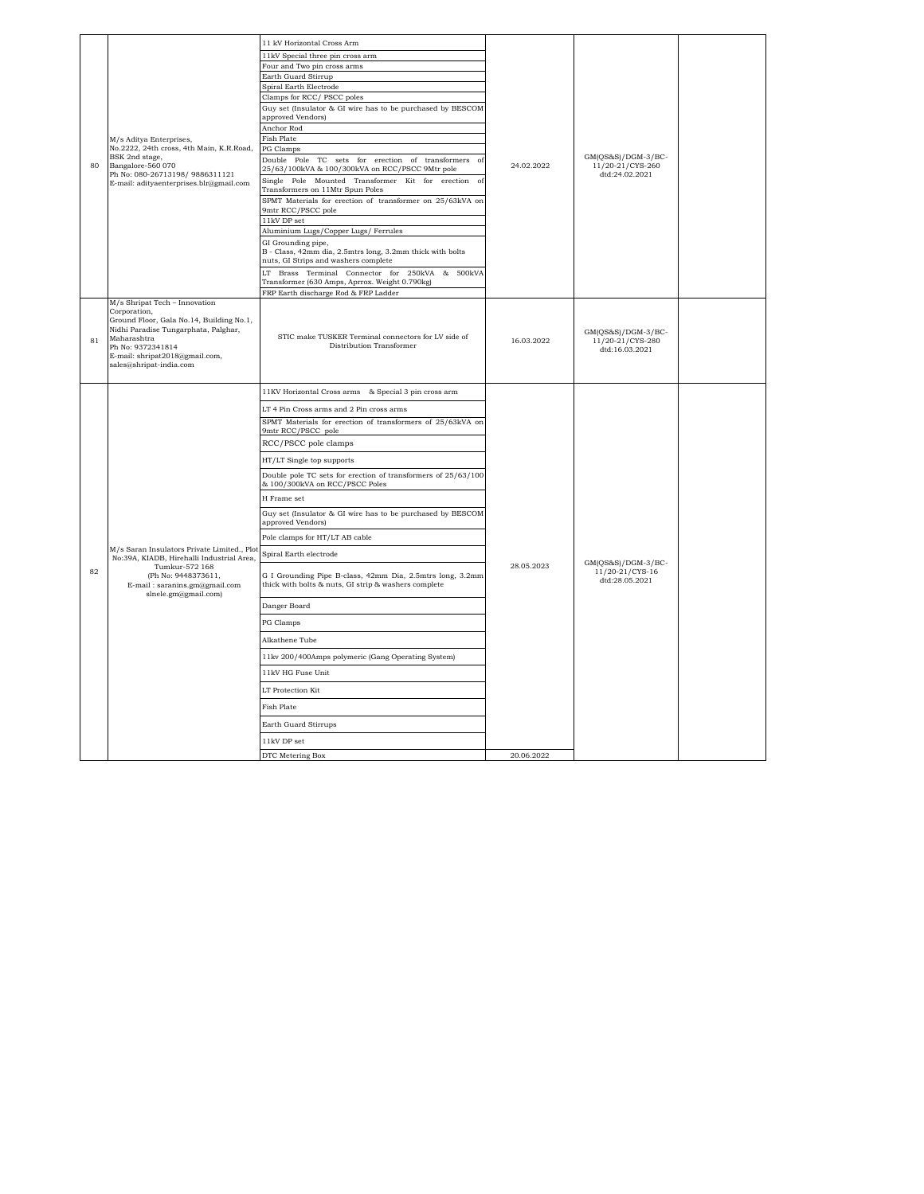| | | | | | |
|---|---|---|---|---|---|
| 80 | M/s Aditya Enterprises, No.2222, 24th cross, 4th Main, K.R.Road, BSK 2nd stage, Bangalore-560 070 Ph No: 080-26713198/ 9886311121 E-mail: adityaenterprises.blr@gmail.com | 11 kV Horizontal Cross Arm<br>11kV Special three pin cross arm<br>Four and Two pin cross arms<br>Earth Guard Stirrup<br>Spiral Earth Electrode<br>Clamps for RCC/ PSCC poles<br>Guy set (Insulator & GI wire has to be purchased by BESCOM approved Vendors)<br>Anchor Rod<br>Fish Plate<br>PG Clamps<br>Double Pole TC sets for erection of transformers of 25/63/100kVA & 100/300kVA on RCC/PSCC 9Mtr pole<br>Single Pole Mounted Transformer Kit for erection of Transformers on 11Mtr Spun Poles<br>SPMT Materials for erection of transformer on 25/63kVA on 9mtr RCC/PSCC pole<br>11kV DP set<br>Aluminium Lugs/Copper Lugs/ Ferrules<br>GI Grounding pipe, B - Class, 42mm dia, 2.5mtrs long, 3.2mm thick with bolts nuts, GI Strips and washers complete<br>LT Brass Terminal Connector for 250kVA & 500kVA Transformer (630 Amps, Aprrox. Weight 0.790kg)<br>FRP Earth discharge Rod & FRP Ladder | 24.02.2022 | GM(QS&S)/DGM-3/BC-11/20-21/CYS-260 dtd:24.02.2021 | |
| 81 | M/s Shripat Tech – Innovation Corporation, Ground Floor, Gala No.14, Building No.1, Nidhi Paradise Tungarphata, Palghar, Maharashtra Ph No: 9372341814 E-mail: shripat2018@gmail.com, sales@shripat-india.com | STIC make TUSKER Terminal connectors for LV side of Distribution Transformer | 16.03.2022 | GM(QS&S)/DGM-3/BC-11/20-21/CYS-280 dtd:16.03.2021 | |
| 82 | M/s Saran Insulators Private Limited., Plot No:39A, KIADB, Hirehalli Industrial Area, Tumkur-572 168 (Ph No: 9448373611, E-mail : saranins.gm@gmail.com slnele.gm@gmail.com) | 11KV Horizontal Cross arms & Special 3 pin cross arm<br>LT 4 Pin Cross arms and 2 Pin cross arms<br>SPMT Materials for erection of transformers of 25/63kVA on 9mtr RCC/PSCC pole<br>RCC/PSCC pole clamps<br>HT/LT Single top supports<br>Double pole TC sets for erection of transformers of 25/63/100 & 100/300kVA on RCC/PSCC Poles<br>H Frame set<br>Guy set (Insulator & GI wire has to be purchased by BESCOM approved Vendors)<br>Pole clamps for HT/LT AB cable<br>Spiral Earth electrode<br>G I Grounding Pipe B-class, 42mm Dia, 2.5mtrs long, 3.2mm thick with bolts & nuts, GI strip & washers complete<br>Danger Board<br>PG Clamps<br>Alkathene Tube<br>11kv 200/400Amps polymeric (Gang Operating System)<br>11kV HG Fuse Unit<br>LT Protection Kit<br>Fish Plate<br>Earth Guard Stirrups<br>11kV DP set | 28.05.2023 | GM(QS&S)/DGM-3/BC-11/20-21/CYS-16 dtd:28.05.2021 | |
| | | DTC Metering Box | 20.06.2022 | | |